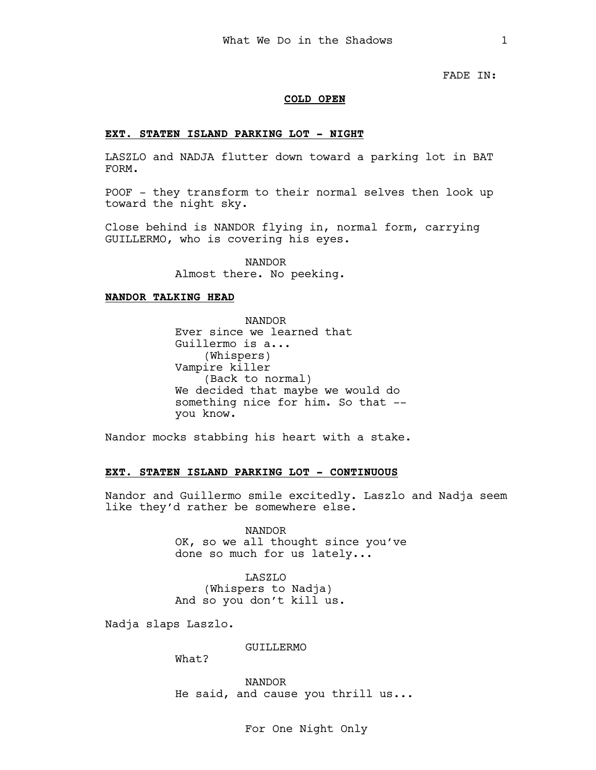FADE IN:

**COLD OPEN**

**EXT. STATEN ISLAND PARKING LOT - NIGHT**

LASZLO and NADJA flutter down toward a parking lot in BAT FORM.

POOF - they transform to their normal selves then look up toward the night sky.

Close behind is NANDOR flying in, normal form, carrying GUILLERMO, who is covering his eyes.

NANDOR
Almost there. No peeking.

**NANDOR TALKING HEAD**

NANDOR
Ever since we learned that Guillermo is a...
(Whispers)
Vampire killer
(Back to normal)
We decided that maybe we would do something nice for him. So that -- you know.

Nandor mocks stabbing his heart with a stake.

**EXT. STATEN ISLAND PARKING LOT - CONTINUOUS**

Nandor and Guillermo smile excitedly. Laszlo and Nadja seem like they'd rather be somewhere else.

NANDOR
OK, so we all thought since you've done so much for us lately...

LASZLO
(Whispers to Nadja)
And so you don't kill us.

Nadja slaps Laszlo.

GUILLERMO
What?

NANDOR
He said, and cause you thrill us...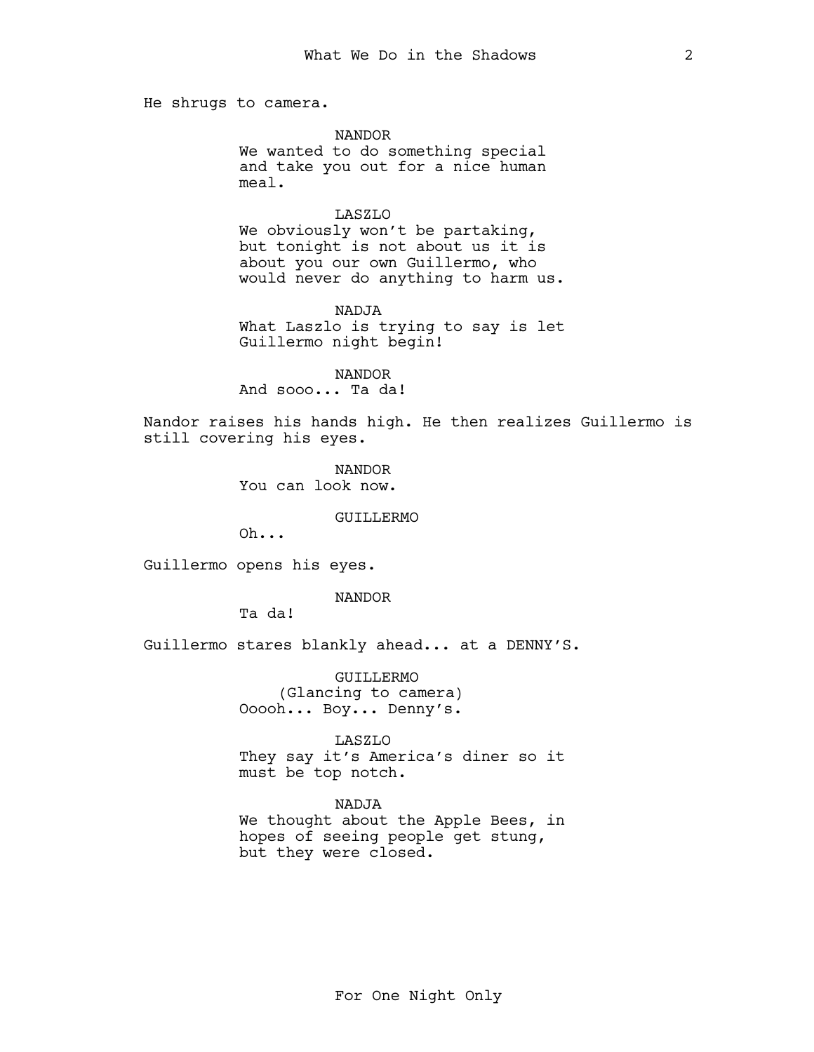He shrugs to camera.

NANDOR
We wanted to do something special and take you out for a nice human meal.

LASZLO
We obviously won't be partaking, but tonight is not about us it is about you our own Guillermo, who would never do anything to harm us.

NADJA
What Laszlo is trying to say is let Guillermo night begin!

NANDOR
And sooo... Ta da!

Nandor raises his hands high. He then realizes Guillermo is still covering his eyes.

NANDOR
You can look now.

GUILLERMO
Oh...

Guillermo opens his eyes.

NANDOR
Ta da!

Guillermo stares blankly ahead... at a DENNY'S.

GUILLERMO
(Glancing to camera)
Ooooh... Boy... Denny's.

LASZLO
They say it's America's diner so it must be top notch.

NADJA
We thought about the Apple Bees, in hopes of seeing people get stung, but they were closed.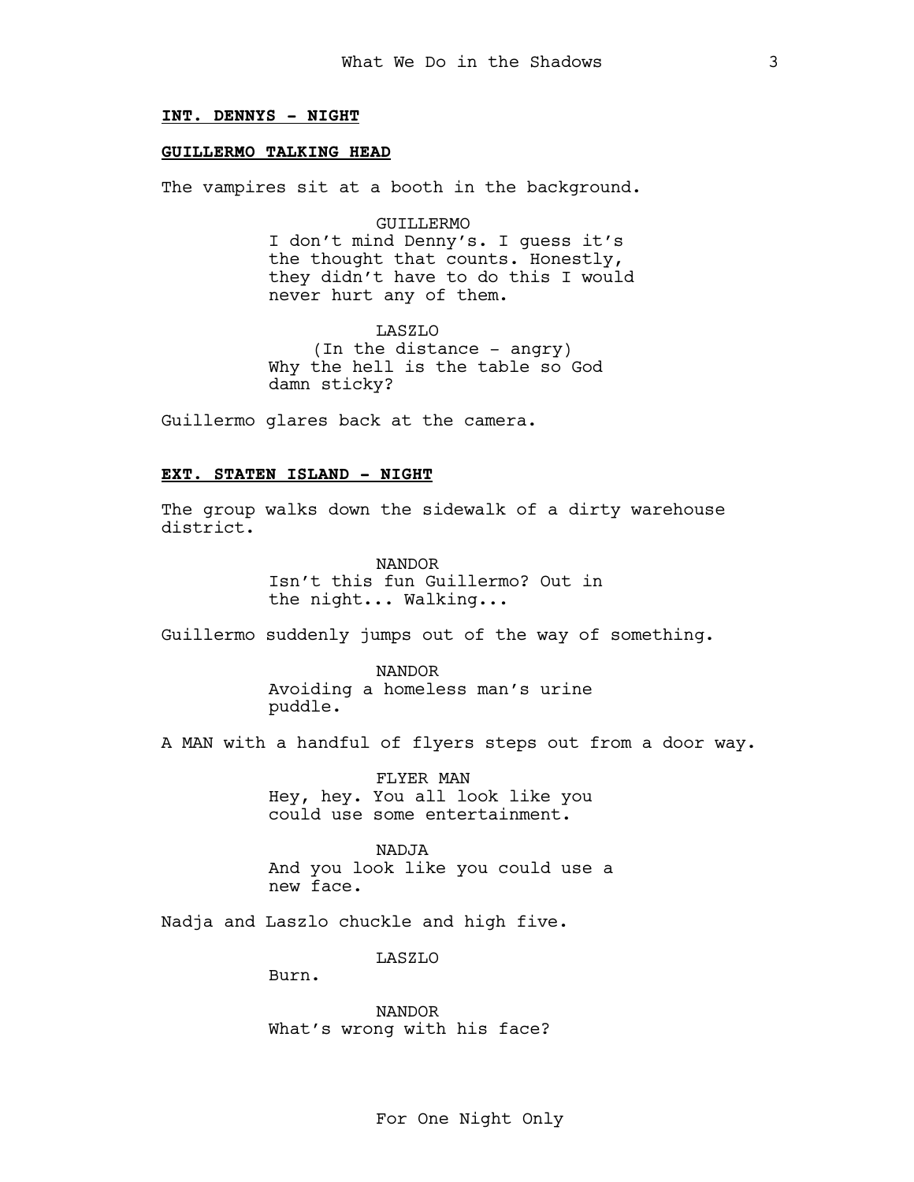**INT. DENNYS - NIGHT**

**GUILLERMO TALKING HEAD**

The vampires sit at a booth in the background.

GUILLERMO
I don't mind Denny's. I guess it's the thought that counts. Honestly, they didn't have to do this I would never hurt any of them.

LASZLO
(In the distance - angry)
Why the hell is the table so God damn sticky?

Guillermo glares back at the camera.

**EXT. STATEN ISLAND - NIGHT**

The group walks down the sidewalk of a dirty warehouse district.

NANDOR
Isn't this fun Guillermo? Out in the night... Walking...

Guillermo suddenly jumps out of the way of something.

NANDOR
Avoiding a homeless man's urine puddle.

A MAN with a handful of flyers steps out from a door way.

FLYER MAN
Hey, hey. You all look like you could use some entertainment.

NADJA
And you look like you could use a new face.

Nadja and Laszlo chuckle and high five.

LASZLO
Burn.

NANDOR
What's wrong with his face?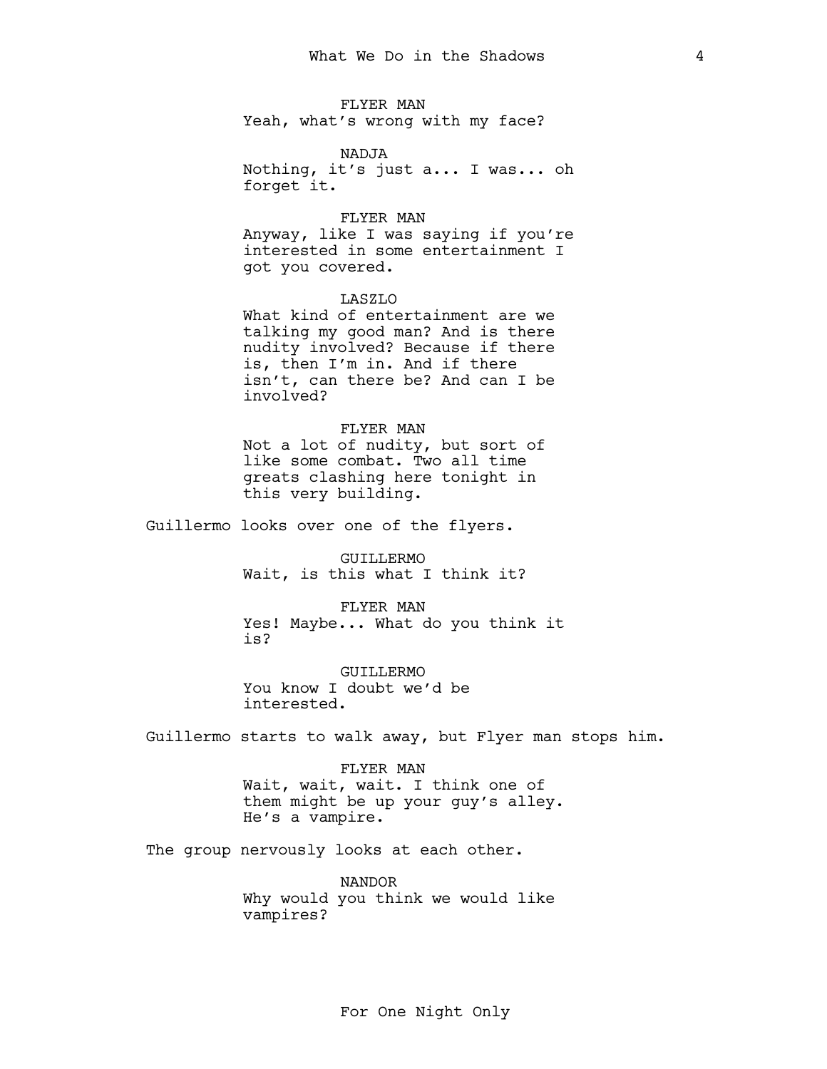FLYER MAN
Yeah, what's wrong with my face?

NADJA
Nothing, it's just a... I was... oh forget it.

FLYER MAN
Anyway, like I was saying if you're interested in some entertainment I got you covered.

LASZLO
What kind of entertainment are we talking my good man? And is there nudity involved? Because if there is, then I'm in. And if there isn't, can there be? And can I be involved?

FLYER MAN
Not a lot of nudity, but sort of like some combat. Two all time greats clashing here tonight in this very building.

Guillermo looks over one of the flyers.

GUILLERMO
Wait, is this what I think it?

FLYER MAN
Yes! Maybe... What do you think it is?

GUILLERMO
You know I doubt we'd be interested.

Guillermo starts to walk away, but Flyer man stops him.

FLYER MAN
Wait, wait, wait. I think one of them might be up your guy's alley. He's a vampire.

The group nervously looks at each other.

NANDOR
Why would you think we would like vampires?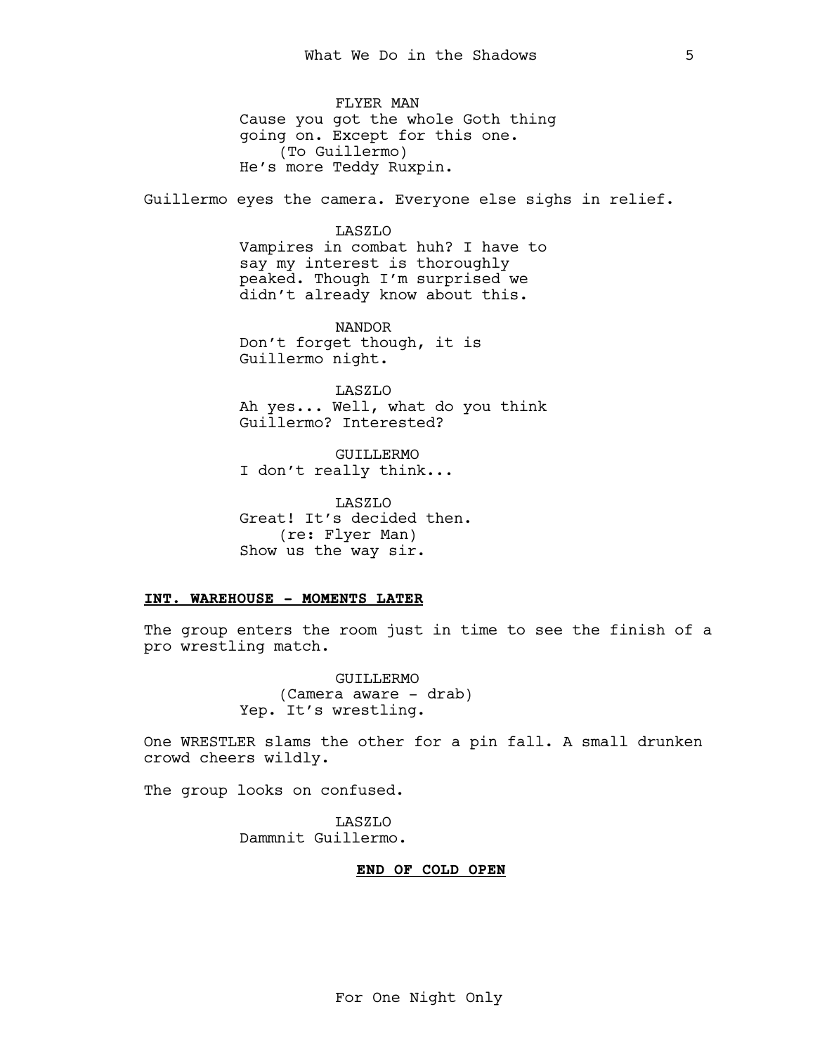FLYER MAN
Cause you got the whole Goth thing going on. Except for this one.
(To Guillermo)
He's more Teddy Ruxpin.

Guillermo eyes the camera. Everyone else sighs in relief.

LASZLO
Vampires in combat huh? I have to say my interest is thoroughly peaked. Though I'm surprised we didn't already know about this.

NANDOR
Don't forget though, it is Guillermo night.

LASZLO
Ah yes... Well, what do you think Guillermo? Interested?

GUILLERMO
I don't really think...

LASZLO
Great! It's decided then.
(re: Flyer Man)
Show us the way sir.

**INT. WAREHOUSE - MOMENTS LATER**

The group enters the room just in time to see the finish of a pro wrestling match.

GUILLERMO
(Camera aware - drab)
Yep. It's wrestling.

One WRESTLER slams the other for a pin fall. A small drunken crowd cheers wildly.

The group looks on confused.

LASZLO
Dammnit Guillermo.

**END OF COLD OPEN**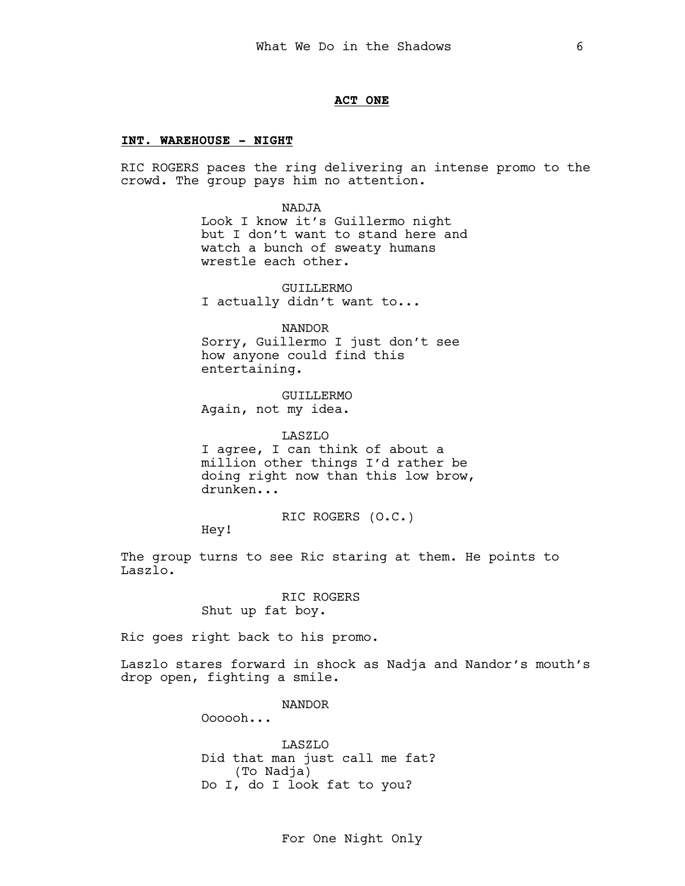**ACT ONE**

**INT. WAREHOUSE - NIGHT**

RIC ROGERS paces the ring delivering an intense promo to the crowd. The group pays him no attention.

NADJA
Look I know it's Guillermo night but I don't want to stand here and watch a bunch of sweaty humans wrestle each other.

GUILLERMO
I actually didn't want to...

NANDOR
Sorry, Guillermo I just don't see how anyone could find this entertaining.

GUILLERMO
Again, not my idea.

LASZLO
I agree, I can think of about a million other things I'd rather be doing right now than this low brow, drunken...

RIC ROGERS (O.C.)
Hey!

The group turns to see Ric staring at them. He points to Laszlo.

RIC ROGERS
Shut up fat boy.

Ric goes right back to his promo.

Laszlo stares forward in shock as Nadja and Nandor's mouth's drop open, fighting a smile.

NANDOR
Oooooh...

LASZLO
Did that man just call me fat?
(To Nadja)
Do I, do I look fat to you?

For One Night Only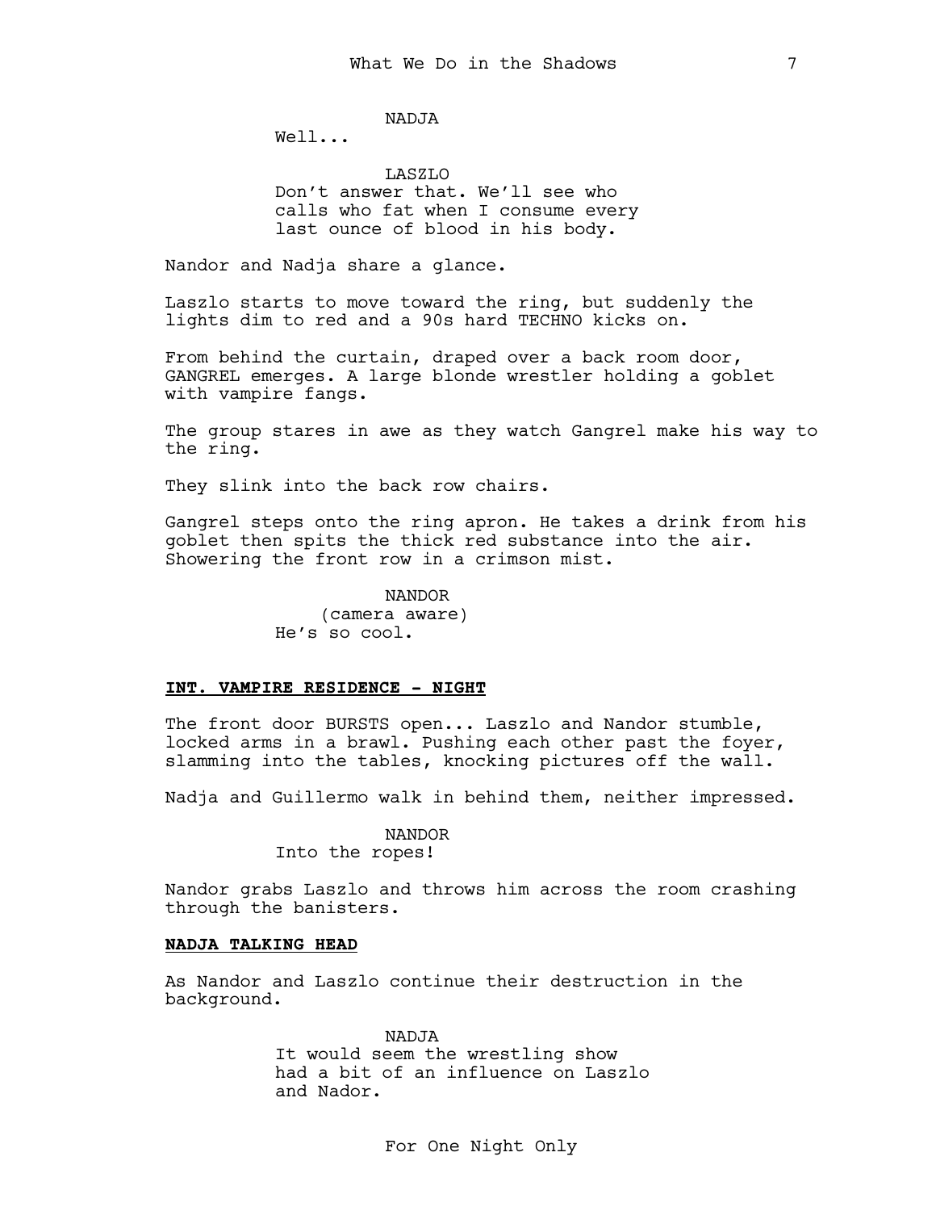NADJA

Well...

LASZLO

Don't answer that. We'll see who calls who fat when I consume every last ounce of blood in his body.

Nandor and Nadja share a glance.

Laszlo starts to move toward the ring, but suddenly the lights dim to red and a 90s hard TECHNO kicks on.

From behind the curtain, draped over a back room door, GANGREL emerges. A large blonde wrestler holding a goblet with vampire fangs.

The group stares in awe as they watch Gangrel make his way to the ring.

They slink into the back row chairs.

Gangrel steps onto the ring apron. He takes a drink from his goblet then spits the thick red substance into the air. Showering the front row in a crimson mist.

NANDOR

(camera aware)

He's so cool.

**INT. VAMPIRE RESIDENCE - NIGHT**

The front door BURSTS open... Laszlo and Nandor stumble, locked arms in a brawl. Pushing each other past the foyer, slamming into the tables, knocking pictures off the wall.

Nadja and Guillermo walk in behind them, neither impressed.

NANDOR

Into the ropes!

Nandor grabs Laszlo and throws him across the room crashing through the banisters.

**NADJA TALKING HEAD**

As Nandor and Laszlo continue their destruction in the background.

NADJA

It would seem the wrestling show had a bit of an influence on Laszlo and Nador.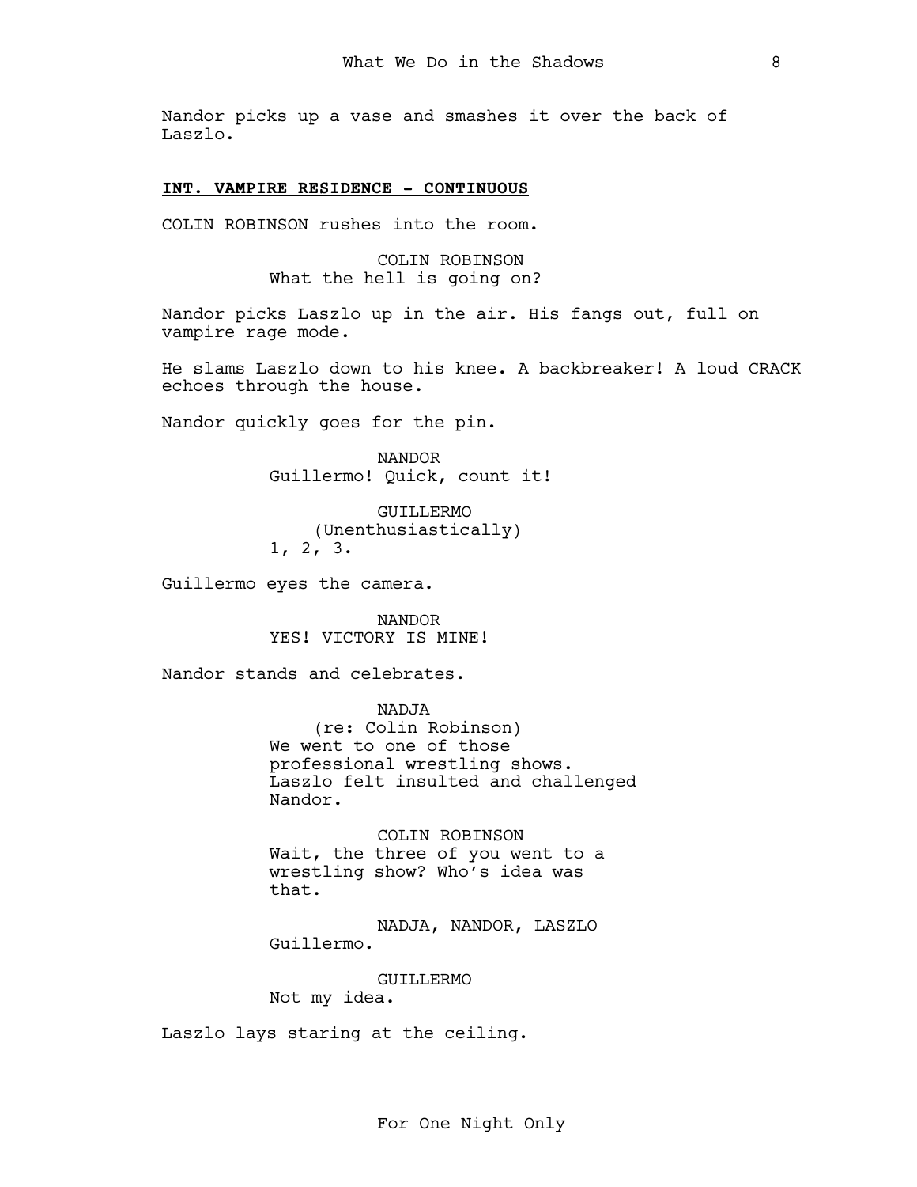Nandor picks up a vase and smashes it over the back of Laszlo.

**INT. VAMPIRE RESIDENCE - CONTINUOUS**

COLIN ROBINSON rushes into the room.

COLIN ROBINSON
What the hell is going on?

Nandor picks Laszlo up in the air. His fangs out, full on vampire rage mode.

He slams Laszlo down to his knee. A backbreaker! A loud CRACK echoes through the house.

Nandor quickly goes for the pin.

NANDOR
Guillermo! Quick, count it!

GUILLERMO
(Unenthusiastically)
1, 2, 3.

Guillermo eyes the camera.

NANDOR
YES! VICTORY IS MINE!

Nandor stands and celebrates.

NADJA
(re: Colin Robinson)
We went to one of those professional wrestling shows. Laszlo felt insulted and challenged Nandor.

COLIN ROBINSON
Wait, the three of you went to a wrestling show? Who's idea was that.

NADJA, NANDOR, LASZLO
Guillermo.

GUILLERMO
Not my idea.

Laszlo lays staring at the ceiling.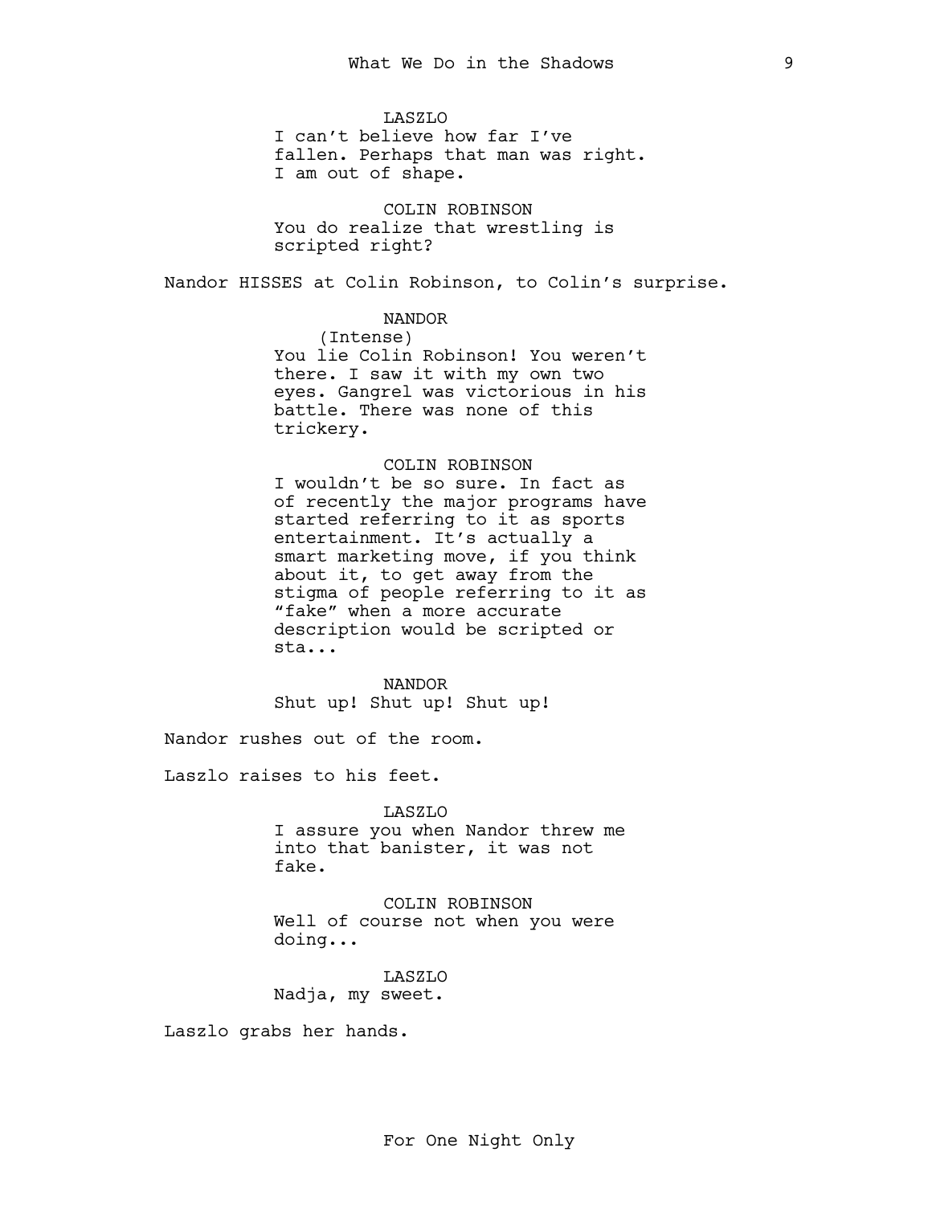LASZLO
I can't believe how far I've fallen. Perhaps that man was right. I am out of shape.

COLIN ROBINSON
You do realize that wrestling is scripted right?

Nandor HISSES at Colin Robinson, to Colin's surprise.

NANDOR
(Intense)
You lie Colin Robinson! You weren't there. I saw it with my own two eyes. Gangrel was victorious in his battle. There was none of this trickery.

COLIN ROBINSON
I wouldn't be so sure. In fact as of recently the major programs have started referring to it as sports entertainment. It's actually a smart marketing move, if you think about it, to get away from the stigma of people referring to it as "fake" when a more accurate description would be scripted or sta...

NANDOR
Shut up! Shut up! Shut up!

Nandor rushes out of the room.

Laszlo raises to his feet.

LASZLO
I assure you when Nandor threw me into that banister, it was not fake.

COLIN ROBINSON
Well of course not when you were doing...

LASZLO
Nadja, my sweet.

Laszlo grabs her hands.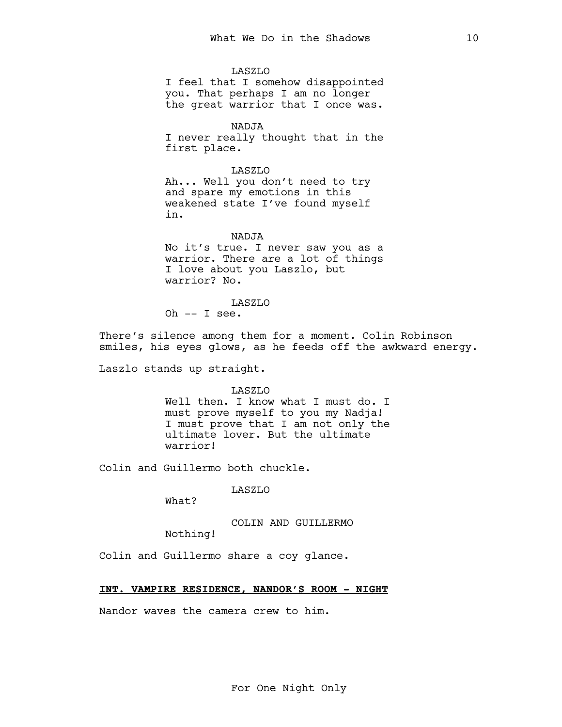LASZLO

I feel that I somehow disappointed you. That perhaps I am no longer the great warrior that I once was.

NADJA

I never really thought that in the first place.

LASZLO

Ah... Well you don't need to try and spare my emotions in this weakened state I've found myself in.

NADJA

No it's true. I never saw you as a warrior. There are a lot of things I love about you Laszlo, but warrior? No.

LASZLO

Oh -- I see.

There's silence among them for a moment. Colin Robinson smiles, his eyes glows, as he feeds off the awkward energy.

Laszlo stands up straight.

LASZLO

Well then. I know what I must do. I must prove myself to you my Nadja! I must prove that I am not only the ultimate lover. But the ultimate warrior!

Colin and Guillermo both chuckle.

LASZLO

What?

COLIN AND GUILLERMO

Nothing!

Colin and Guillermo share a coy glance.

**INT. VAMPIRE RESIDENCE, NANDOR'S ROOM - NIGHT**

Nandor waves the camera crew to him.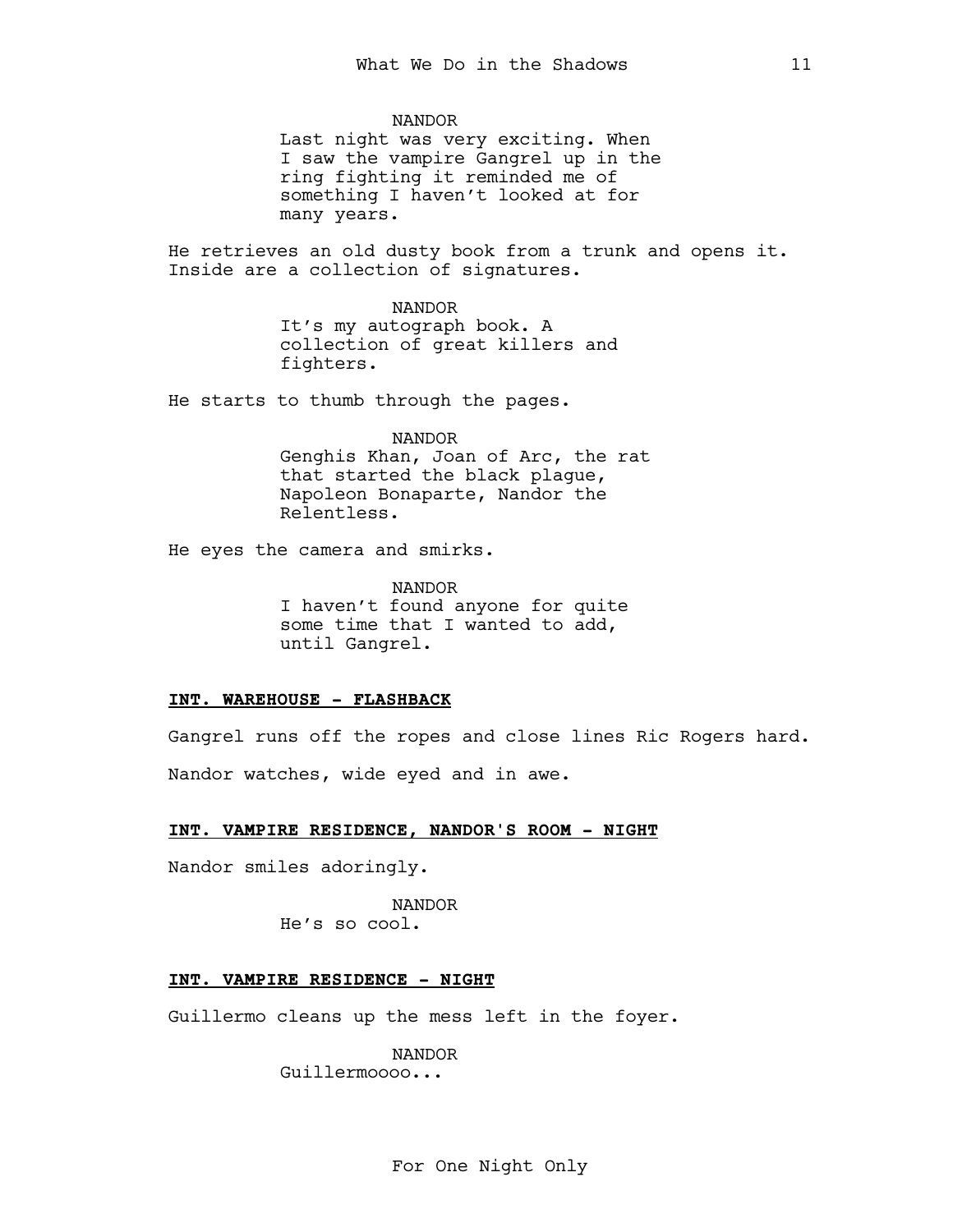NANDOR
Last night was very exciting. When I saw the vampire Gangrel up in the ring fighting it reminded me of something I haven't looked at for many years.

He retrieves an old dusty book from a trunk and opens it. Inside are a collection of signatures.

NANDOR
It's my autograph book. A collection of great killers and fighters.

He starts to thumb through the pages.

NANDOR
Genghis Khan, Joan of Arc, the rat that started the black plague, Napoleon Bonaparte, Nandor the Relentless.

He eyes the camera and smirks.

NANDOR
I haven't found anyone for quite some time that I wanted to add, until Gangrel.

**INT. WAREHOUSE - FLASHBACK**

Gangrel runs off the ropes and close lines Ric Rogers hard.

Nandor watches, wide eyed and in awe.

**INT. VAMPIRE RESIDENCE, NANDOR'S ROOM - NIGHT**

Nandor smiles adoringly.

NANDOR
He's so cool.

**INT. VAMPIRE RESIDENCE - NIGHT**

Guillermo cleans up the mess left in the foyer.

NANDOR
Guillermoooo...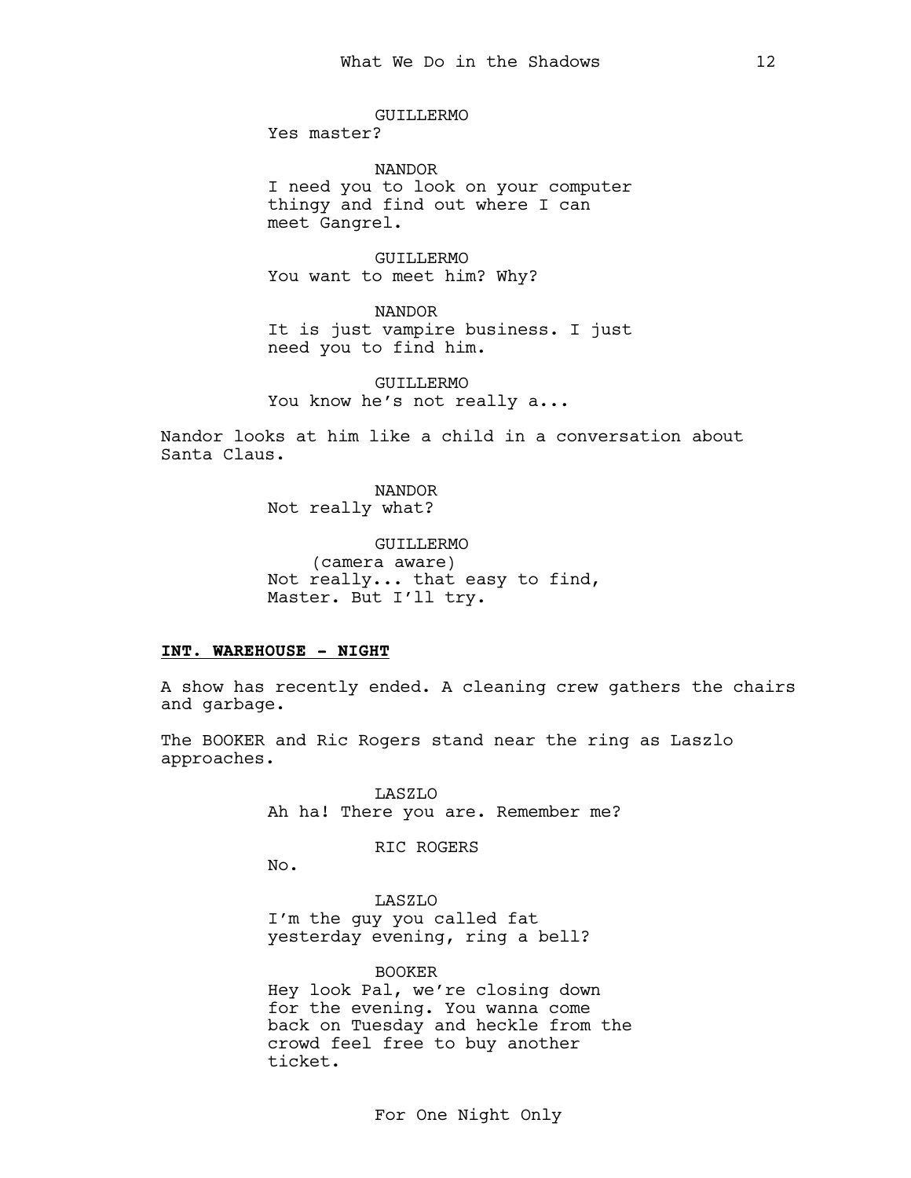GUILLERMO
Yes master?

NANDOR
I need you to look on your computer thingy and find out where I can meet Gangrel.

GUILLERMO
You want to meet him? Why?

NANDOR
It is just vampire business. I just need you to find him.

GUILLERMO
You know he's not really a...

Nandor looks at him like a child in a conversation about Santa Claus.

NANDOR
Not really what?

GUILLERMO
(camera aware)
Not really... that easy to find, Master. But I'll try.

**INT. WAREHOUSE - NIGHT**

A show has recently ended. A cleaning crew gathers the chairs and garbage.

The BOOKER and Ric Rogers stand near the ring as Laszlo approaches.

LASZLO
Ah ha! There you are. Remember me?

RIC ROGERS
No.

LASZLO
I'm the guy you called fat yesterday evening, ring a bell?

BOOKER
Hey look Pal, we're closing down for the evening. You wanna come back on Tuesday and heckle from the crowd feel free to buy another ticket.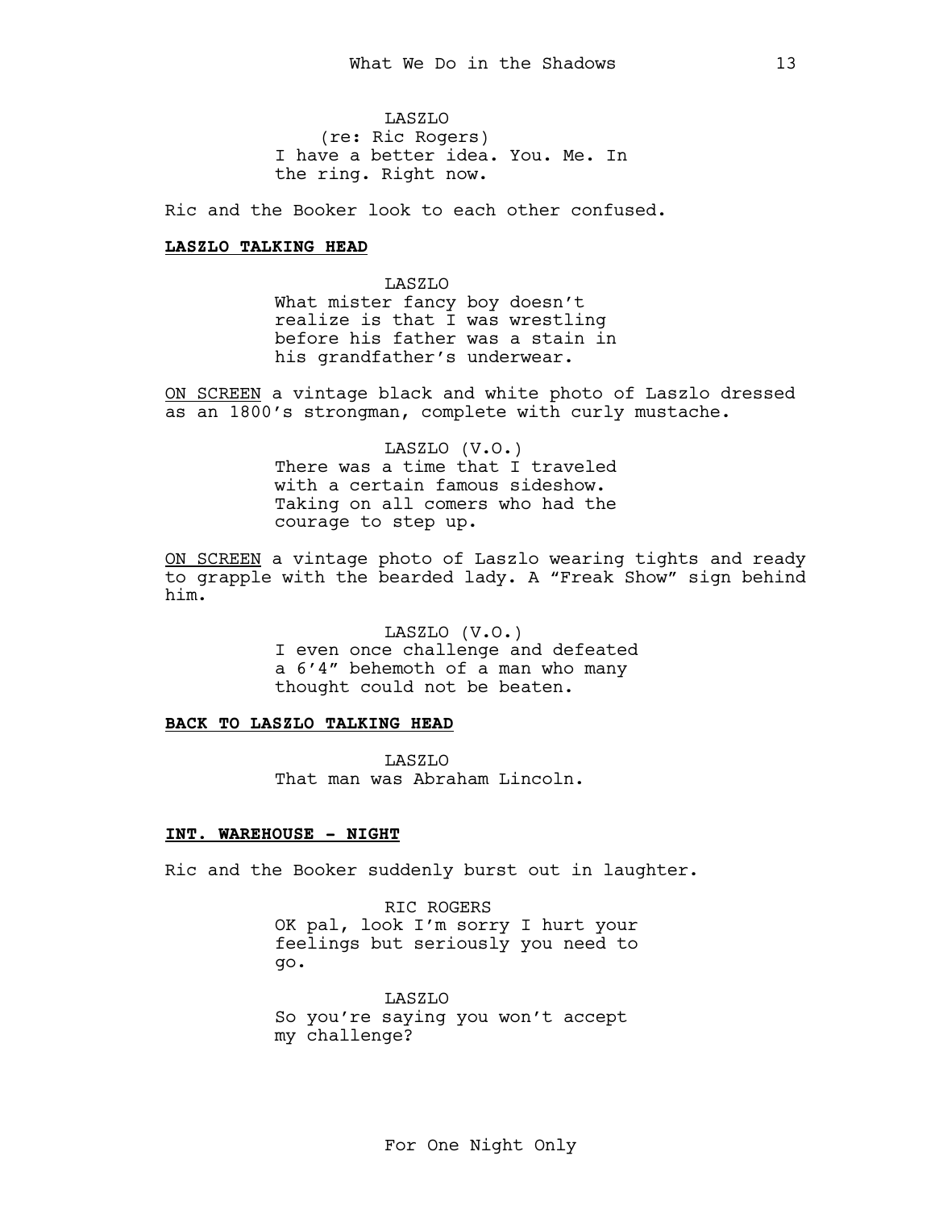LASZLO
(re: Ric Rogers)
I have a better idea. You. Me. In the ring. Right now.

Ric and the Booker look to each other confused.

**LASZLO TALKING HEAD**

LASZLO
What mister fancy boy doesn't realize is that I was wrestling before his father was a stain in his grandfather's underwear.

ON SCREEN a vintage black and white photo of Laszlo dressed as an 1800's strongman, complete with curly mustache.

LASZLO (V.O.)
There was a time that I traveled with a certain famous sideshow. Taking on all comers who had the courage to step up.

ON SCREEN a vintage photo of Laszlo wearing tights and ready to grapple with the bearded lady. A "Freak Show" sign behind him.

LASZLO (V.O.)
I even once challenge and defeated a 6'4" behemoth of a man who many thought could not be beaten.

**BACK TO LASZLO TALKING HEAD**

LASZLO
That man was Abraham Lincoln.

**INT. WAREHOUSE - NIGHT**

Ric and the Booker suddenly burst out in laughter.

RIC ROGERS
OK pal, look I'm sorry I hurt your feelings but seriously you need to go.

LASZLO
So you're saying you won't accept my challenge?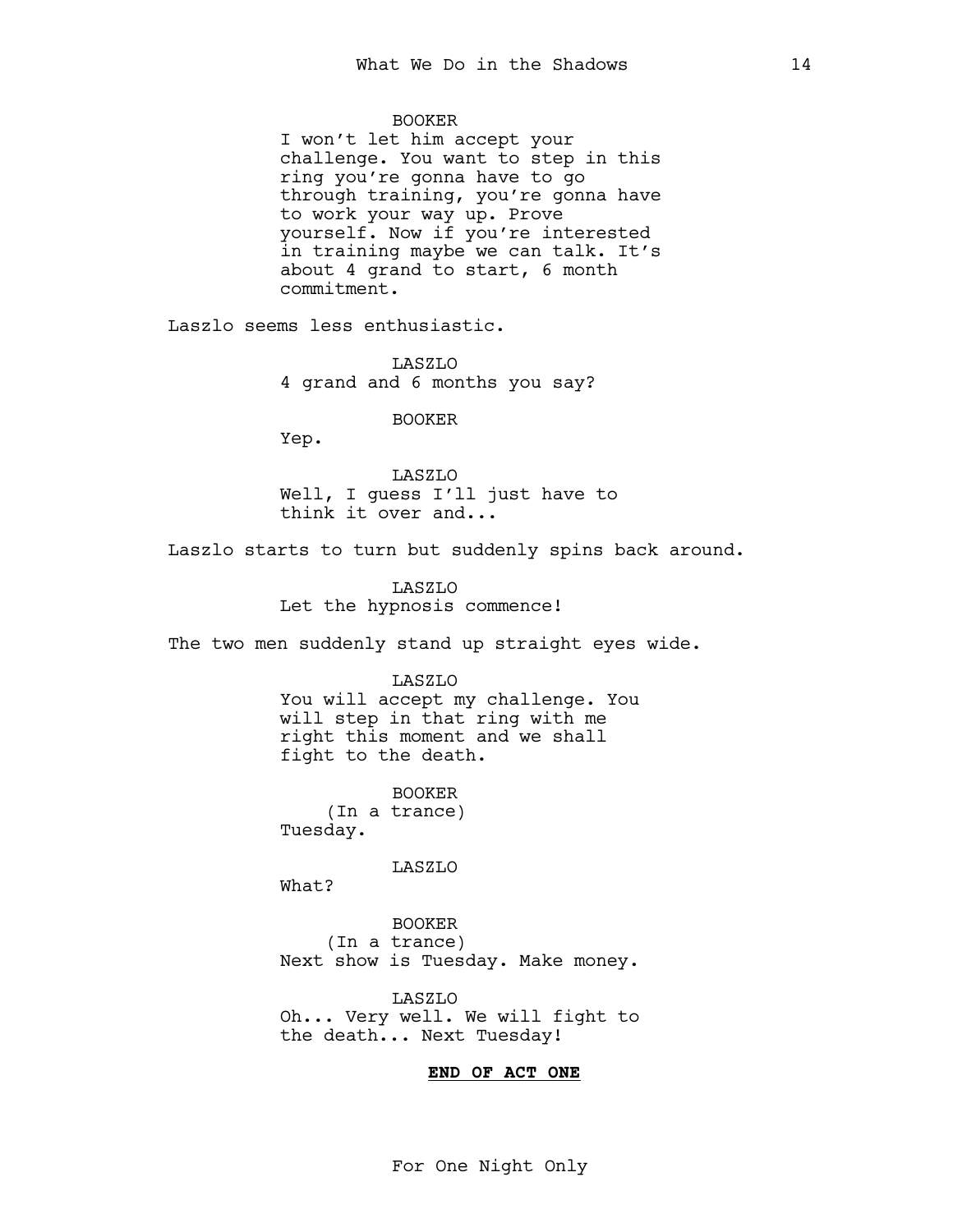BOOKER

I won't let him accept your challenge. You want to step in this ring you're gonna have to go through training, you're gonna have to work your way up. Prove yourself. Now if you're interested in training maybe we can talk. It's about 4 grand to start, 6 month commitment.

Laszlo seems less enthusiastic.

LASZLO

4 grand and 6 months you say?

BOOKER

Yep.

LASZLO

Well, I guess I'll just have to think it over and...

Laszlo starts to turn but suddenly spins back around.

LASZLO

Let the hypnosis commence!

The two men suddenly stand up straight eyes wide.

LASZLO

You will accept my challenge. You will step in that ring with me right this moment and we shall fight to the death.

BOOKER

(In a trance)

Tuesday.

LASZLO

What?

BOOKER

(In a trance)

Next show is Tuesday. Make money.

LASZLO

Oh... Very well. We will fight to the death... Next Tuesday!

**END OF ACT ONE**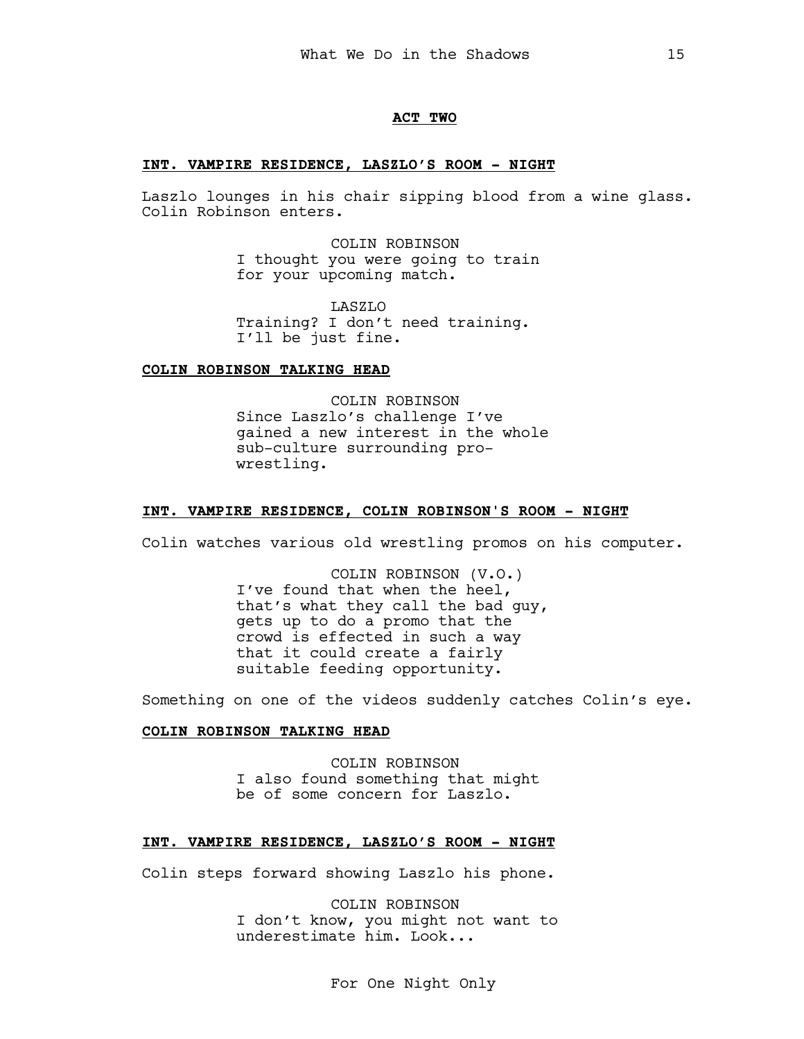**ACT TWO**

**INT. VAMPIRE RESIDENCE, LASZLO'S ROOM - NIGHT**

Laszlo lounges in his chair sipping blood from a wine glass. Colin Robinson enters.

COLIN ROBINSON
I thought you were going to train for your upcoming match.

LASZLO
Training? I don't need training. I'll be just fine.

**COLIN ROBINSON TALKING HEAD**

COLIN ROBINSON
Since Laszlo's challenge I've gained a new interest in the whole sub-culture surrounding pro-wrestling.

**INT. VAMPIRE RESIDENCE, COLIN ROBINSON'S ROOM - NIGHT**

Colin watches various old wrestling promos on his computer.

COLIN ROBINSON (V.O.)
I've found that when the heel, that's what they call the bad guy, gets up to do a promo that the crowd is effected in such a way that it could create a fairly suitable feeding opportunity.

Something on one of the videos suddenly catches Colin's eye.

**COLIN ROBINSON TALKING HEAD**

COLIN ROBINSON
I also found something that might be of some concern for Laszlo.

**INT. VAMPIRE RESIDENCE, LASZLO'S ROOM - NIGHT**

Colin steps forward showing Laszlo his phone.

COLIN ROBINSON
I don't know, you might not want to underestimate him. Look...

For One Night Only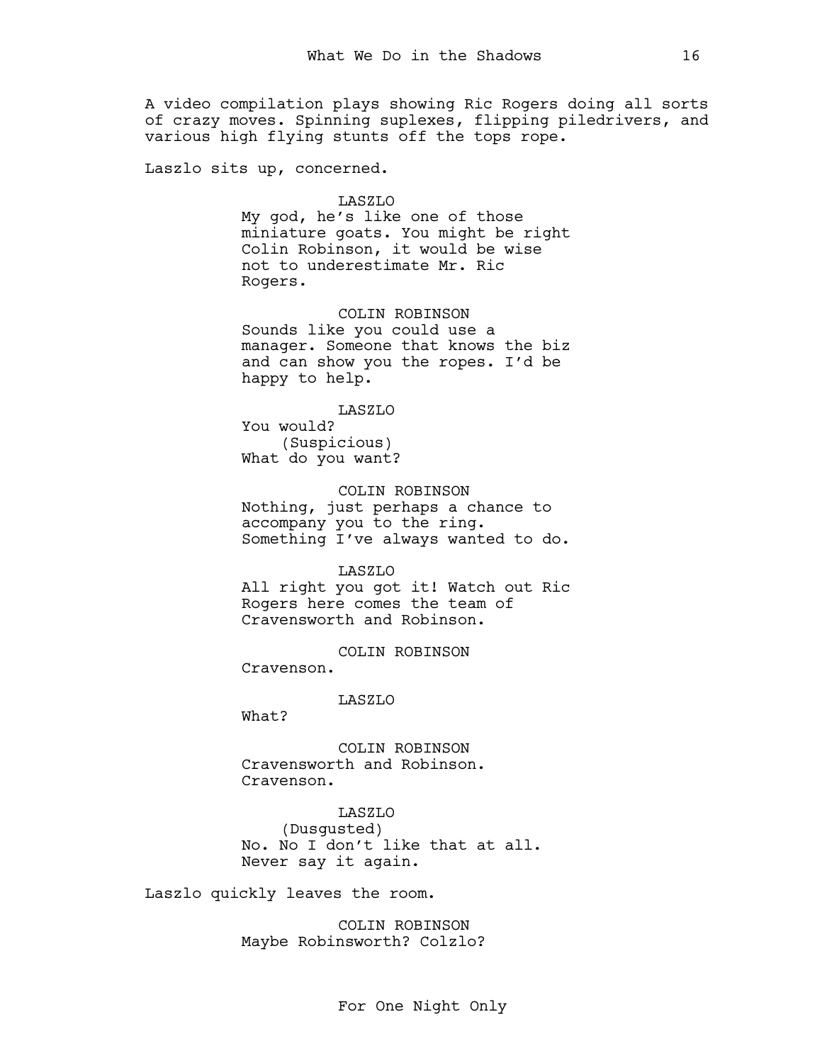A video compilation plays showing Ric Rogers doing all sorts of crazy moves. Spinning suplexes, flipping piledrivers, and various high flying stunts off the tops rope.

Laszlo sits up, concerned.

LASZLO
My god, he's like one of those miniature goats. You might be right Colin Robinson, it would be wise not to underestimate Mr. Ric Rogers.

COLIN ROBINSON
Sounds like you could use a manager. Someone that knows the biz and can show you the ropes. I'd be happy to help.

LASZLO
You would?
(Suspicious)
What do you want?

COLIN ROBINSON
Nothing, just perhaps a chance to accompany you to the ring. Something I've always wanted to do.

LASZLO
All right you got it! Watch out Ric Rogers here comes the team of Cravensworth and Robinson.

COLIN ROBINSON
Cravenson.

LASZLO
What?

COLIN ROBINSON
Cravensworth and Robinson. Cravenson.

LASZLO
(Dusgusted)
No. No I don't like that at all. Never say it again.

Laszlo quickly leaves the room.

COLIN ROBINSON
Maybe Robinsworth? Colzlo?

For One Night Only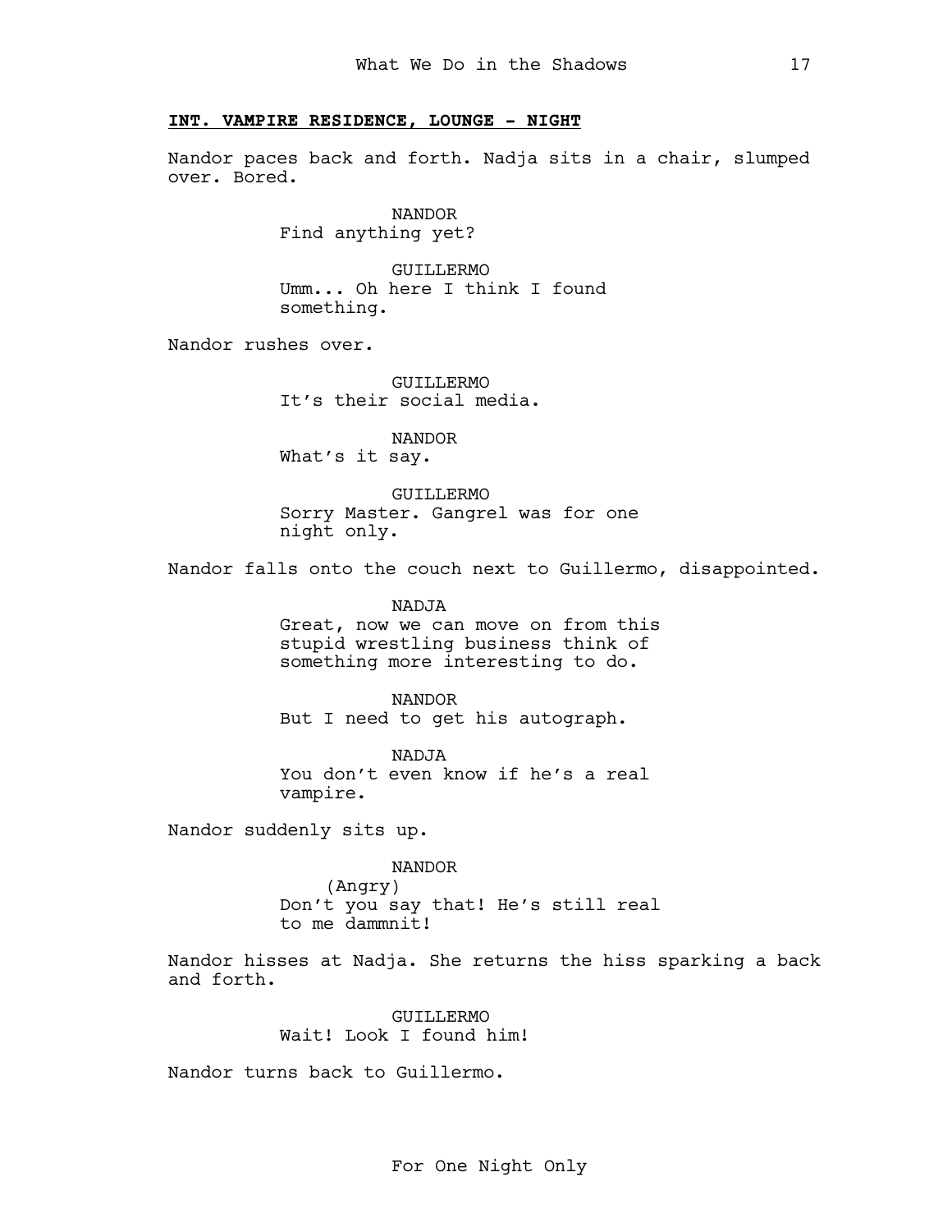**INT. VAMPIRE RESIDENCE, LOUNGE - NIGHT**

Nandor paces back and forth. Nadja sits in a chair, slumped over. Bored.

NANDOR
Find anything yet?

GUILLERMO
Umm... Oh here I think I found something.

Nandor rushes over.

GUILLERMO
It's their social media.

NANDOR
What's it say.

GUILLERMO
Sorry Master. Gangrel was for one night only.

Nandor falls onto the couch next to Guillermo, disappointed.

NADJA
Great, now we can move on from this stupid wrestling business think of something more interesting to do.

NANDOR
But I need to get his autograph.

NADJA
You don't even know if he's a real vampire.

Nandor suddenly sits up.

NANDOR
(Angry)
Don't you say that! He's still real to me dammnit!

Nandor hisses at Nadja. She returns the hiss sparking a back and forth.

GUILLERMO
Wait! Look I found him!

Nandor turns back to Guillermo.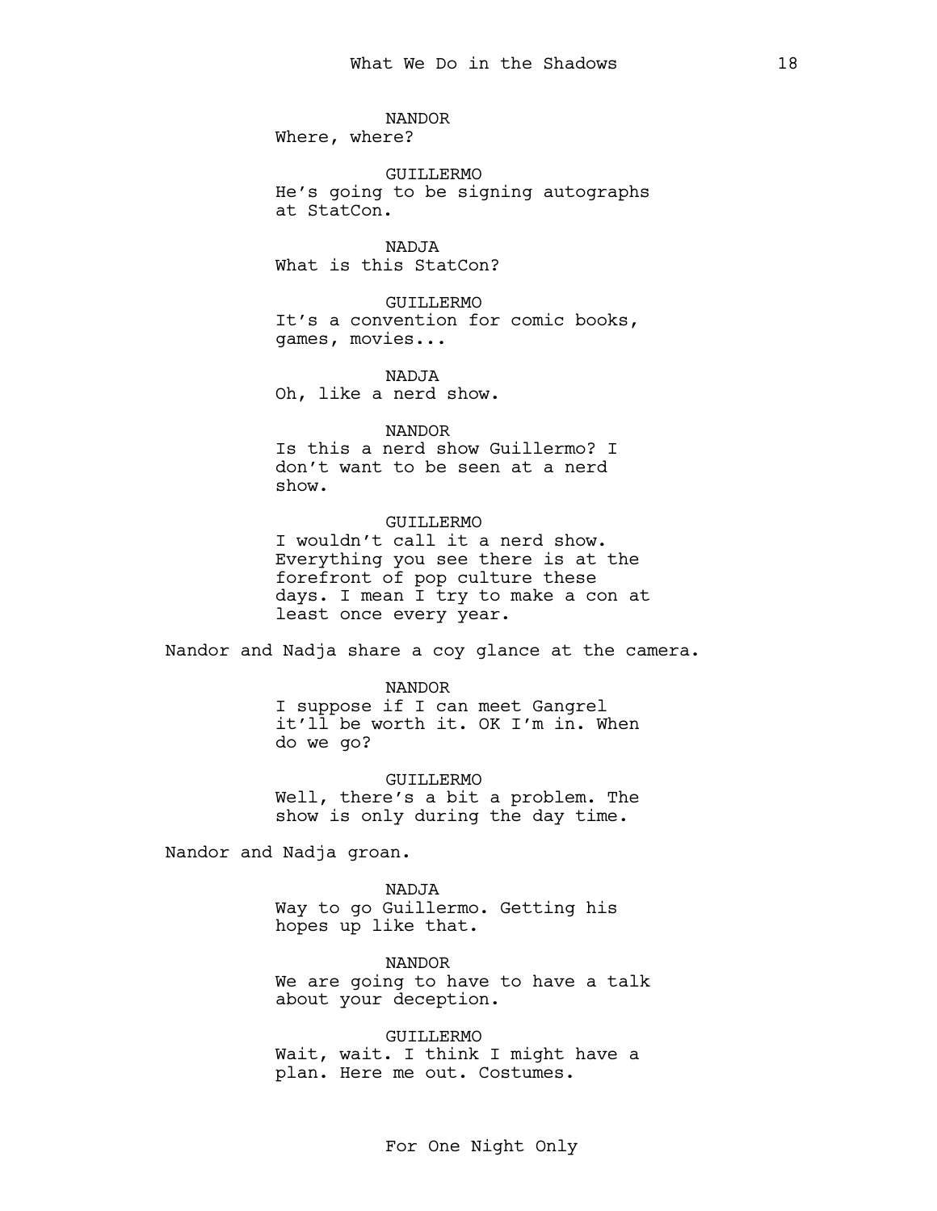NANDOR
Where, where?

GUILLERMO
He's going to be signing autographs at StatCon.

NADJA
What is this StatCon?

GUILLERMO
It's a convention for comic books, games, movies...

NADJA
Oh, like a nerd show.

NANDOR
Is this a nerd show Guillermo? I don't want to be seen at a nerd show.

GUILLERMO
I wouldn't call it a nerd show. Everything you see there is at the forefront of pop culture these days. I mean I try to make a con at least once every year.

Nandor and Nadja share a coy glance at the camera.

NANDOR
I suppose if I can meet Gangrel it'll be worth it. OK I'm in. When do we go?

GUILLERMO
Well, there's a bit a problem. The show is only during the day time.

Nandor and Nadja groan.

NADJA
Way to go Guillermo. Getting his hopes up like that.

NANDOR
We are going to have to have a talk about your deception.

GUILLERMO
Wait, wait. I think I might have a plan. Here me out. Costumes.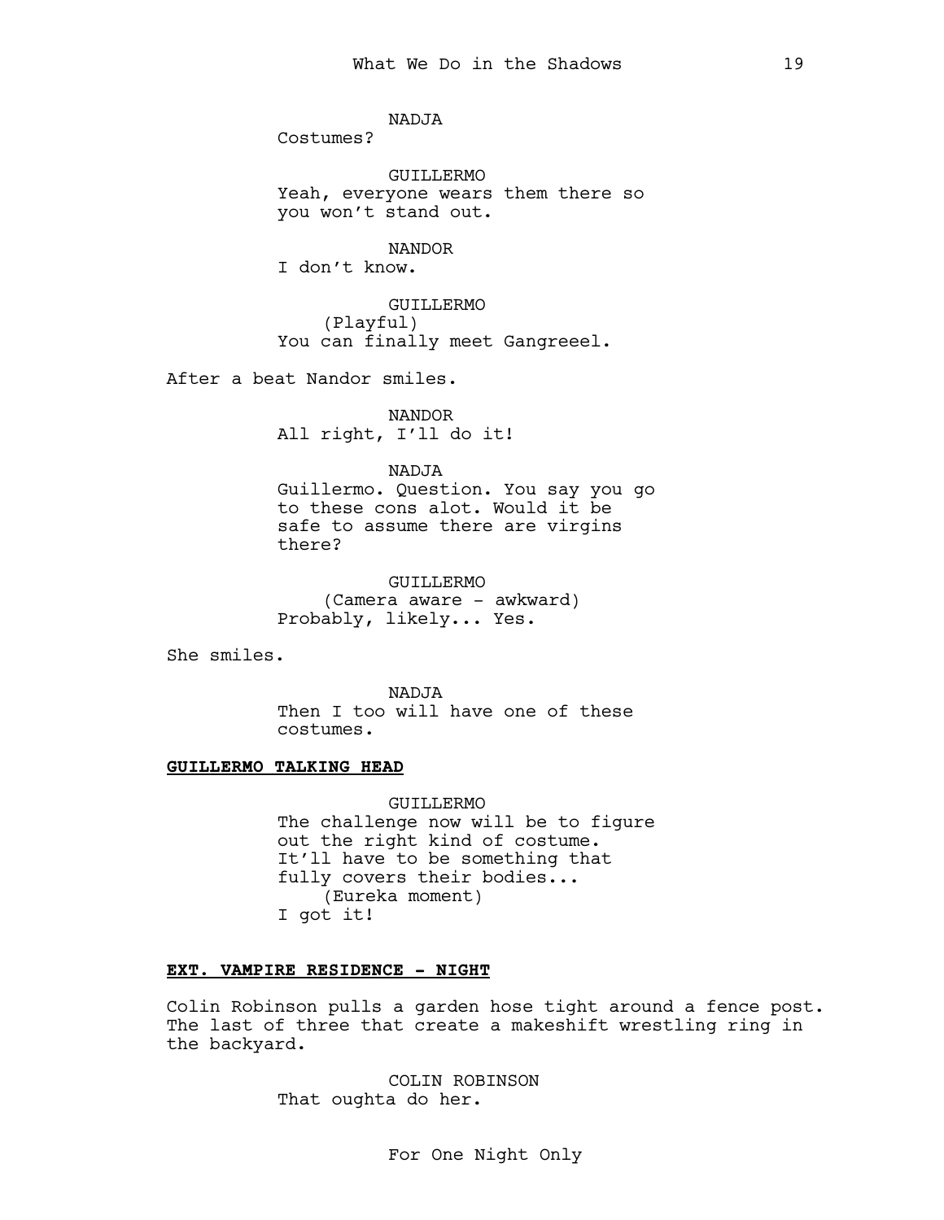NADJA
Costumes?

GUILLERMO
Yeah, everyone wears them there so you won't stand out.

NANDOR
I don't know.

GUILLERMO
(Playful)
You can finally meet Gangreeel.

After a beat Nandor smiles.

NANDOR
All right, I'll do it!

NADJA
Guillermo. Question. You say you go to these cons alot. Would it be safe to assume there are virgins there?

GUILLERMO
(Camera aware - awkward)
Probably, likely... Yes.

She smiles.

NADJA
Then I too will have one of these costumes.

**GUILLERMO TALKING HEAD**

GUILLERMO
The challenge now will be to figure out the right kind of costume. It'll have to be something that fully covers their bodies...
(Eureka moment)
I got it!

**EXT. VAMPIRE RESIDENCE - NIGHT**

Colin Robinson pulls a garden hose tight around a fence post. The last of three that create a makeshift wrestling ring in the backyard.

COLIN ROBINSON
That oughta do her.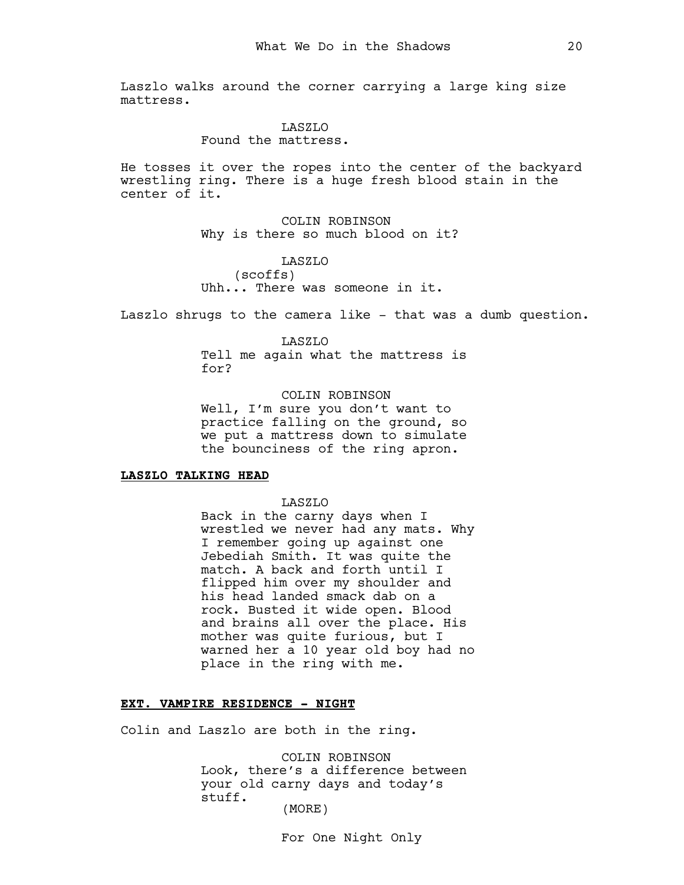Laszlo walks around the corner carrying a large king size mattress.

LASZLO
Found the mattress.

He tosses it over the ropes into the center of the backyard wrestling ring. There is a huge fresh blood stain in the center of it.

COLIN ROBINSON
Why is there so much blood on it?

LASZLO
(scoffs)
Uhh... There was someone in it.

Laszlo shrugs to the camera like - that was a dumb question.

LASZLO
Tell me again what the mattress is for?

COLIN ROBINSON
Well, I'm sure you don't want to practice falling on the ground, so we put a mattress down to simulate the bounciness of the ring apron.

**LASZLO TALKING HEAD**

LASZLO
Back in the carny days when I wrestled we never had any mats. Why I remember going up against one Jebediah Smith. It was quite the match. A back and forth until I flipped him over my shoulder and his head landed smack dab on a rock. Busted it wide open. Blood and brains all over the place. His mother was quite furious, but I warned her a 10 year old boy had no place in the ring with me.

**EXT. VAMPIRE RESIDENCE - NIGHT**

Colin and Laszlo are both in the ring.

COLIN ROBINSON
Look, there's a difference between your old carny days and today's stuff.
(MORE)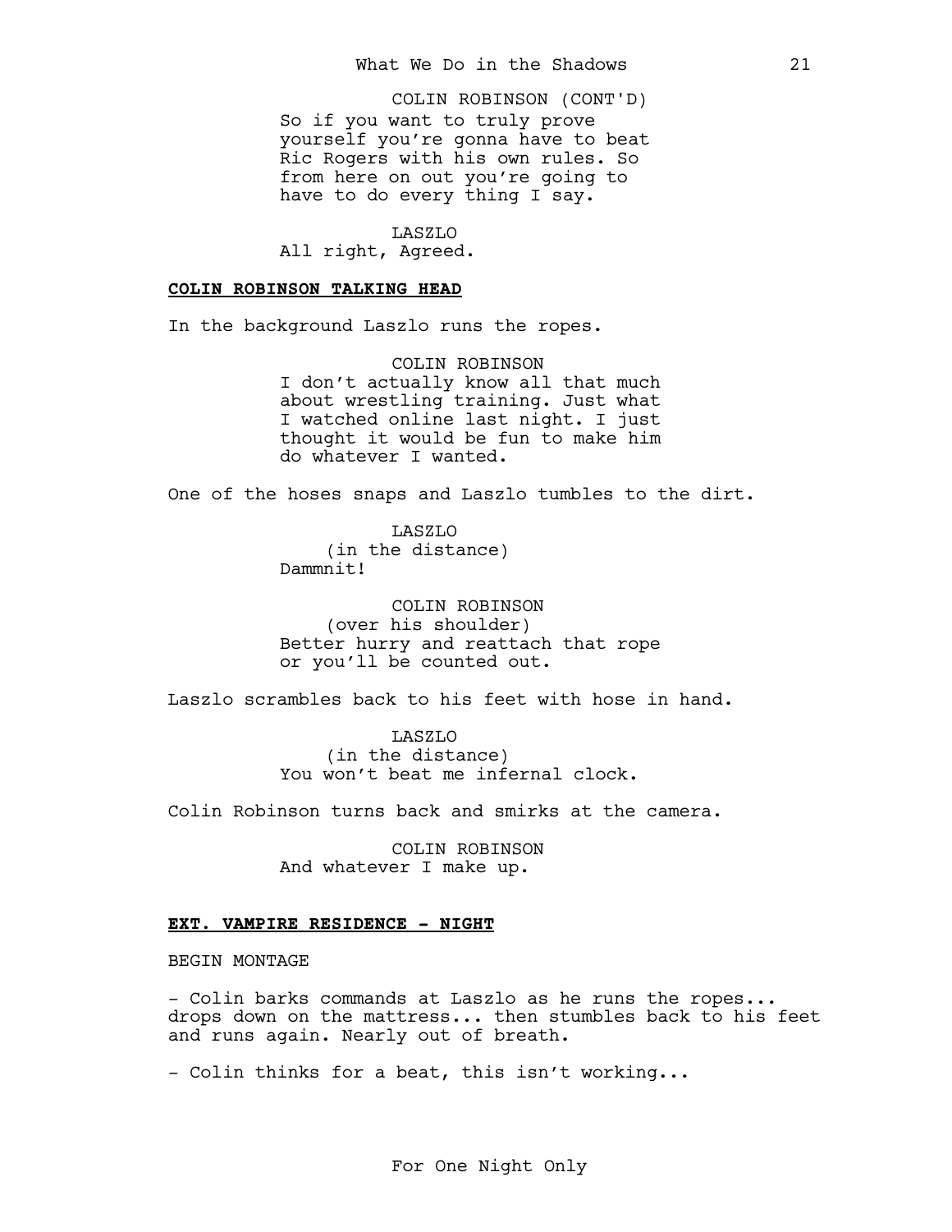COLIN ROBINSON (CONT'D)
So if you want to truly prove yourself you're gonna have to beat Ric Rogers with his own rules. So from here on out you're going to have to do every thing I say.

LASZLO
All right, Agreed.

**COLIN ROBINSON TALKING HEAD**

In the background Laszlo runs the ropes.

COLIN ROBINSON
I don't actually know all that much about wrestling training. Just what I watched online last night. I just thought it would be fun to make him do whatever I wanted.

One of the hoses snaps and Laszlo tumbles to the dirt.

LASZLO
(in the distance)
Dammnit!

COLIN ROBINSON
(over his shoulder)
Better hurry and reattach that rope or you'll be counted out.

Laszlo scrambles back to his feet with hose in hand.

LASZLO
(in the distance)
You won't beat me infernal clock.

Colin Robinson turns back and smirks at the camera.

COLIN ROBINSON
And whatever I make up.

**EXT. VAMPIRE RESIDENCE - NIGHT**

BEGIN MONTAGE

- Colin barks commands at Laszlo as he runs the ropes... drops down on the mattress... then stumbles back to his feet and runs again. Nearly out of breath.

- Colin thinks for a beat, this isn't working...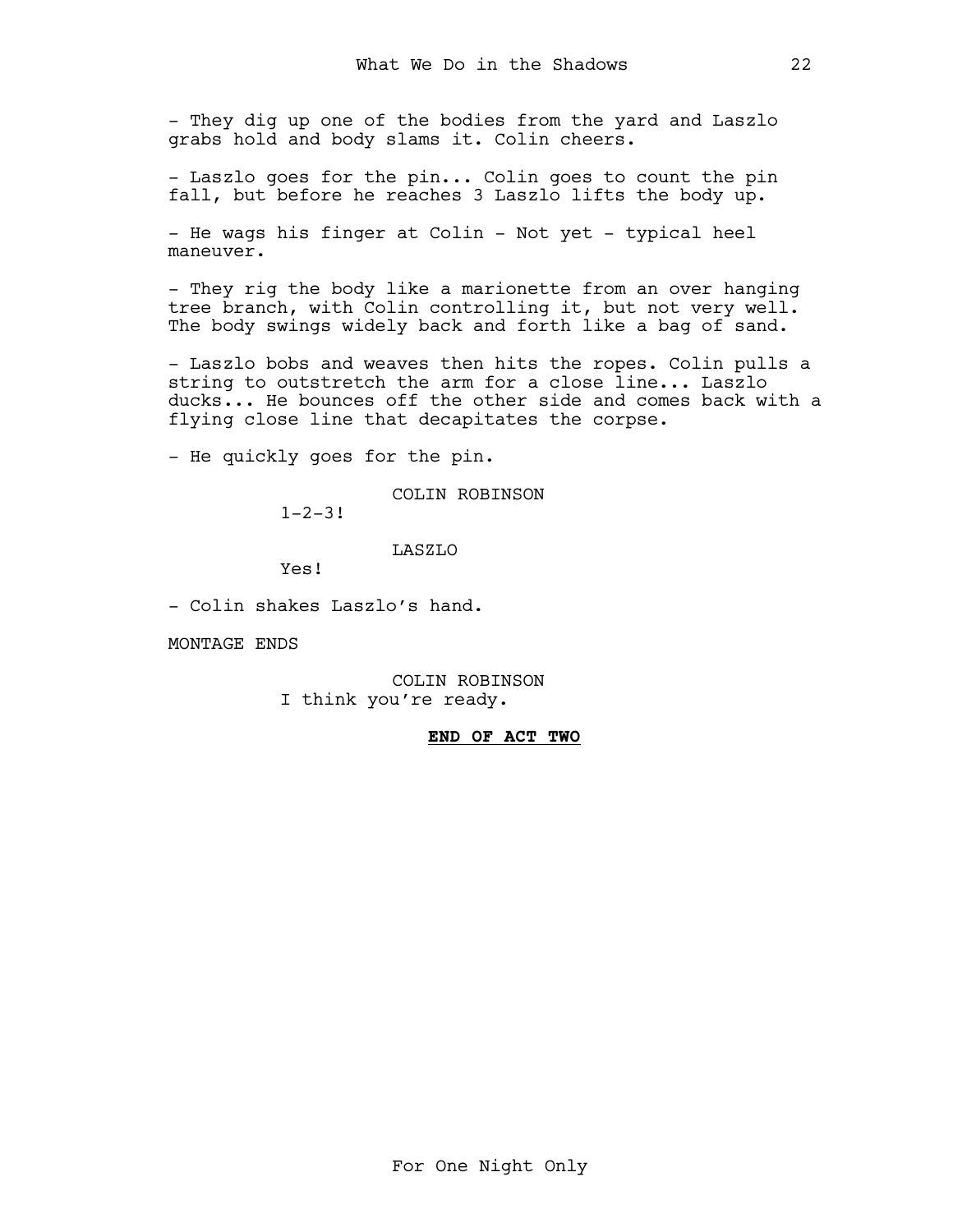- They dig up one of the bodies from the yard and Laszlo grabs hold and body slams it. Colin cheers.

- Laszlo goes for the pin... Colin goes to count the pin fall, but before he reaches 3 Laszlo lifts the body up.

- He wags his finger at Colin - Not yet - typical heel maneuver.

- They rig the body like a marionette from an over hanging tree branch, with Colin controlling it, but not very well. The body swings widely back and forth like a bag of sand.

- Laszlo bobs and weaves then hits the ropes. Colin pulls a string to outstretch the arm for a close line... Laszlo ducks... He bounces off the other side and comes back with a flying close line that decapitates the corpse.

- He quickly goes for the pin.

COLIN ROBINSON
1-2-3!

LASZLO
Yes!

- Colin shakes Laszlo's hand.

MONTAGE ENDS

COLIN ROBINSON
I think you're ready.

**END OF ACT TWO**

For One Night Only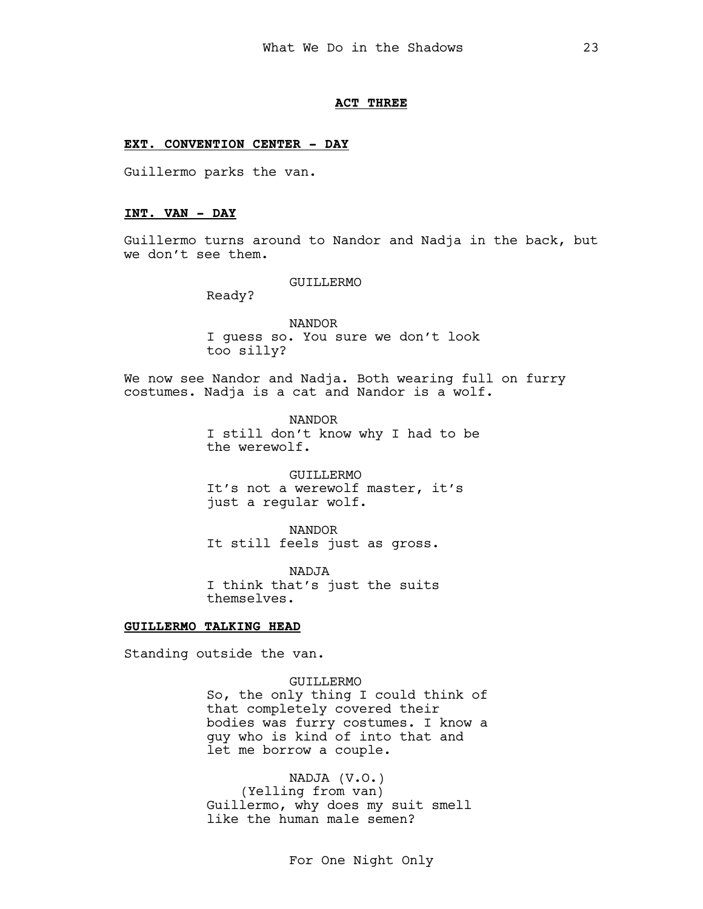**ACT THREE**

**EXT. CONVENTION CENTER - DAY**

Guillermo parks the van.

**INT. VAN - DAY**

Guillermo turns around to Nandor and Nadja in the back, but we don't see them.

GUILLERMO
Ready?

NANDOR
I guess so. You sure we don't look too silly?

We now see Nandor and Nadja. Both wearing full on furry costumes. Nadja is a cat and Nandor is a wolf.

NANDOR
I still don't know why I had to be the werewolf.

GUILLERMO
It's not a werewolf master, it's just a regular wolf.

NANDOR
It still feels just as gross.

NADJA
I think that's just the suits themselves.

**GUILLERMO TALKING HEAD**

Standing outside the van.

GUILLERMO
So, the only thing I could think of that completely covered their bodies was furry costumes. I know a guy who is kind of into that and let me borrow a couple.

NADJA (V.O.)
(Yelling from van)
Guillermo, why does my suit smell like the human male semen?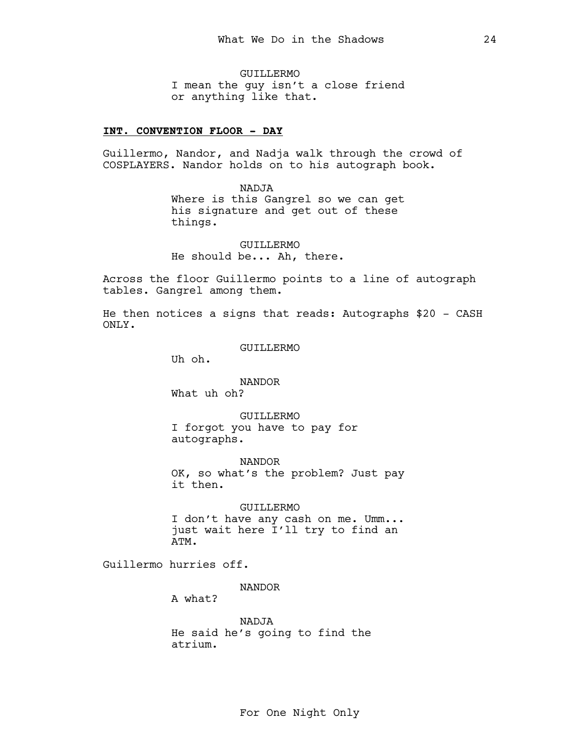GUILLERMO
I mean the guy isn't a close friend or anything like that.

**INT. CONVENTION FLOOR - DAY**

Guillermo, Nandor, and Nadja walk through the crowd of COSPLAYERS. Nandor holds on to his autograph book.

NADJA
Where is this Gangrel so we can get his signature and get out of these things.

GUILLERMO
He should be... Ah, there.

Across the floor Guillermo points to a line of autograph tables. Gangrel among them.

He then notices a signs that reads: Autographs $20 - CASH ONLY.

GUILLERMO
Uh oh.

NANDOR
What uh oh?

GUILLERMO
I forgot you have to pay for autographs.

NANDOR
OK, so what's the problem? Just pay it then.

GUILLERMO
I don't have any cash on me. Umm... just wait here I'll try to find an ATM.

Guillermo hurries off.

NANDOR
A what?

NADJA
He said he's going to find the atrium.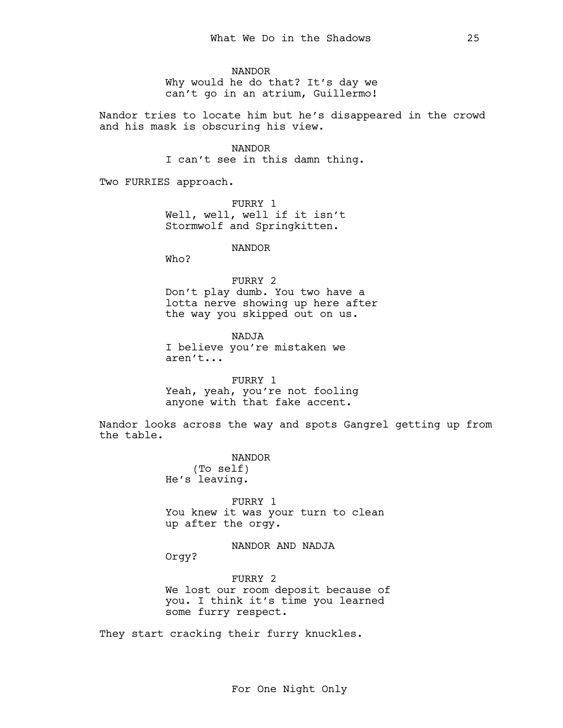NANDOR
Why would he do that? It's day we can't go in an atrium, Guillermo!

Nandor tries to locate him but he's disappeared in the crowd and his mask is obscuring his view.

NANDOR
I can't see in this damn thing.

Two FURRIES approach.

FURRY 1
Well, well, well if it isn't Stormwolf and Springkitten.

NANDOR
Who?

FURRY 2
Don't play dumb. You two have a lotta nerve showing up here after the way you skipped out on us.

NADJA
I believe you're mistaken we aren't...

FURRY 1
Yeah, yeah, you're not fooling anyone with that fake accent.

Nandor looks across the way and spots Gangrel getting up from the table.

NANDOR
(To self)
He's leaving.

FURRY 1
You knew it was your turn to clean up after the orgy.

NANDOR AND NADJA
Orgy?

FURRY 2
We lost our room deposit because of you. I think it's time you learned some furry respect.

They start cracking their furry knuckles.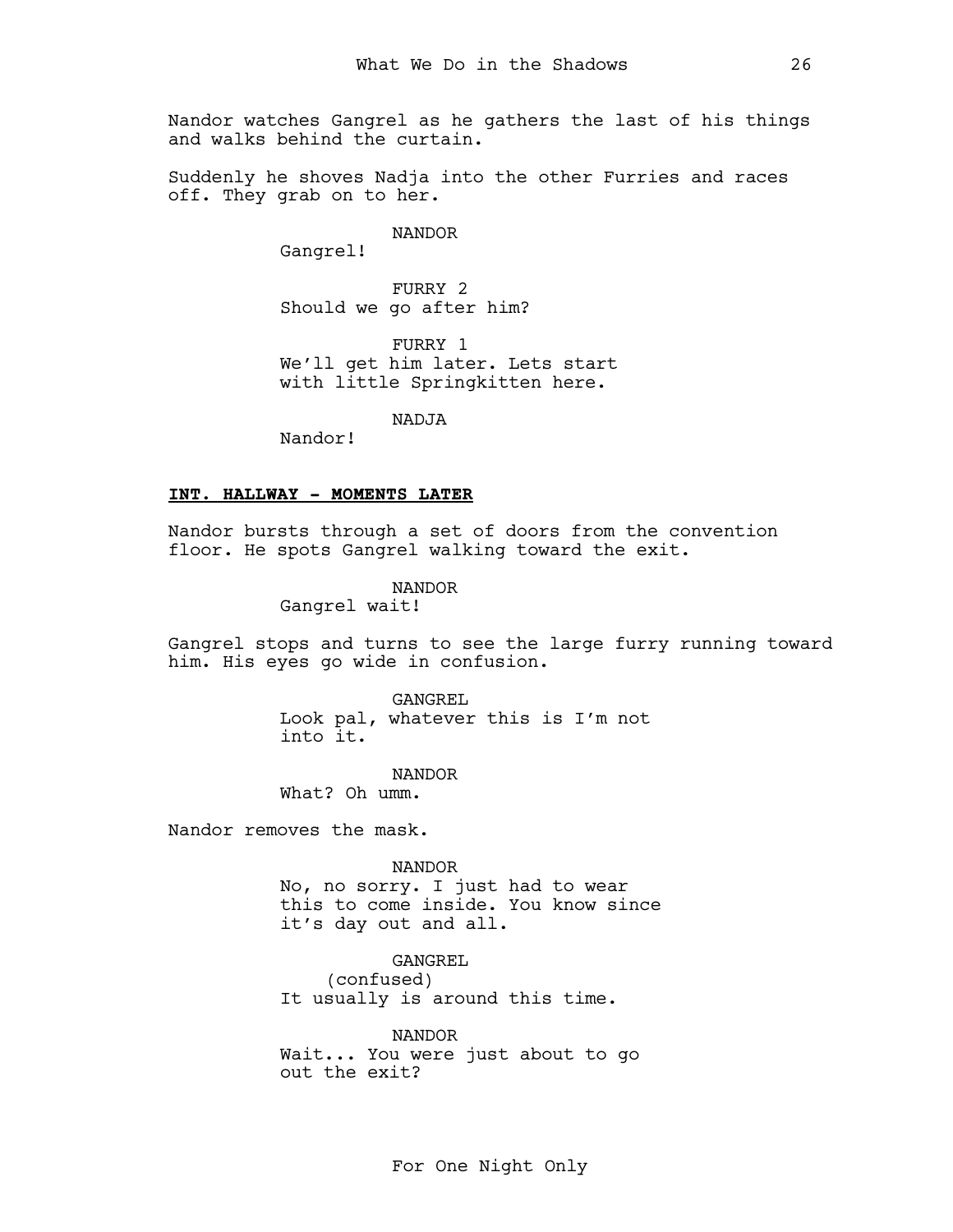Nandor watches Gangrel as he gathers the last of his things and walks behind the curtain.

Suddenly he shoves Nadja into the other Furries and races off. They grab on to her.

NANDOR
Gangrel!

FURRY 2
Should we go after him?

FURRY 1
We'll get him later. Lets start with little Springkitten here.

NADJA
Nandor!

**INT. HALLWAY - MOMENTS LATER**

Nandor bursts through a set of doors from the convention floor. He spots Gangrel walking toward the exit.

NANDOR
Gangrel wait!

Gangrel stops and turns to see the large furry running toward him. His eyes go wide in confusion.

GANGREL
Look pal, whatever this is I'm not into it.

NANDOR
What? Oh umm.

Nandor removes the mask.

NANDOR
No, no sorry. I just had to wear this to come inside. You know since it's day out and all.

GANGREL
(confused)
It usually is around this time.

NANDOR
Wait... You were just about to go out the exit?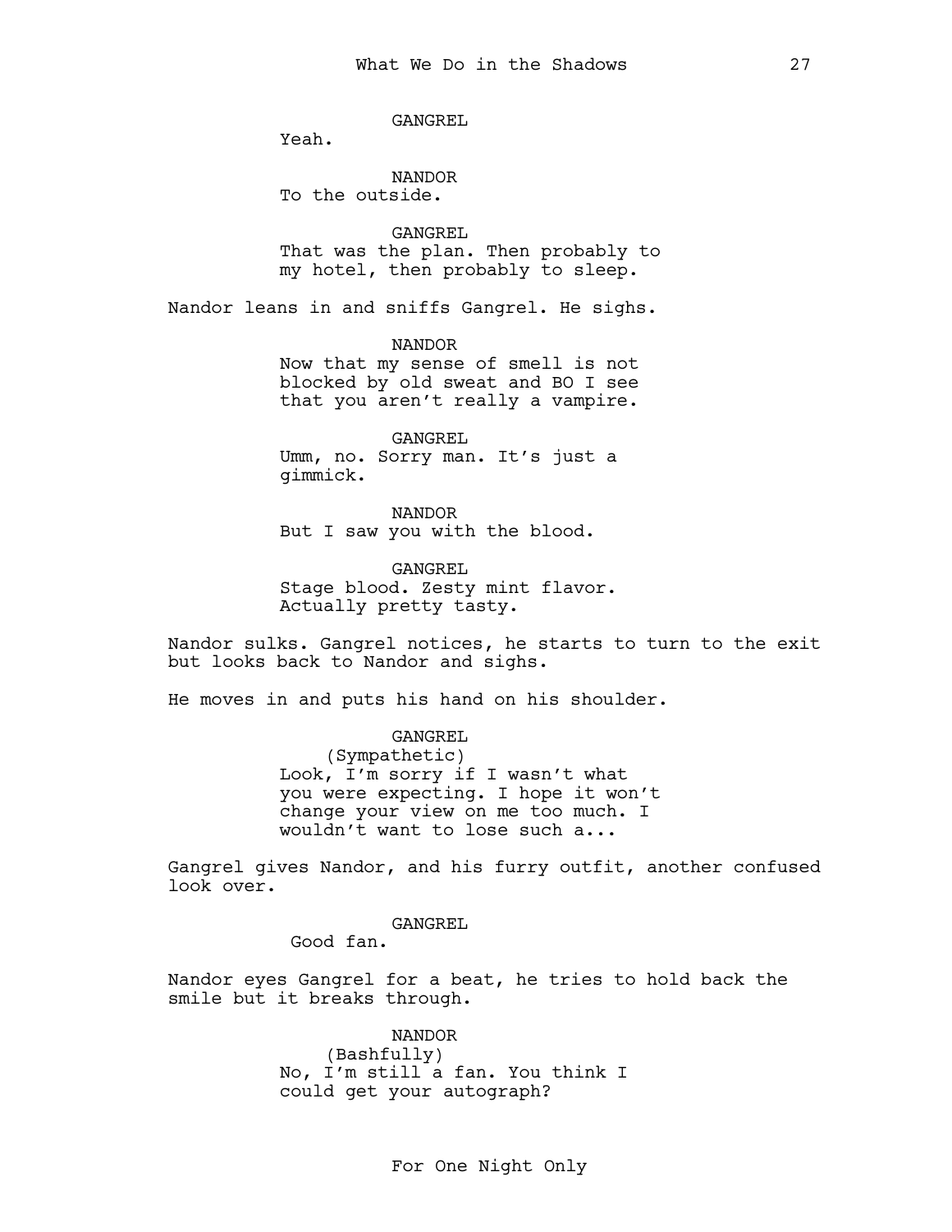GANGREL

Yeah.

NANDOR

To the outside.

GANGREL

That was the plan. Then probably to my hotel, then probably to sleep.

Nandor leans in and sniffs Gangrel. He sighs.

NANDOR

Now that my sense of smell is not blocked by old sweat and BO I see that you aren't really a vampire.

GANGREL

Umm, no. Sorry man. It's just a gimmick.

NANDOR

But I saw you with the blood.

GANGREL

Stage blood. Zesty mint flavor. Actually pretty tasty.

Nandor sulks. Gangrel notices, he starts to turn to the exit but looks back to Nandor and sighs.

He moves in and puts his hand on his shoulder.

GANGREL

(Sympathetic)

Look, I'm sorry if I wasn't what you were expecting. I hope it won't change your view on me too much. I wouldn't want to lose such a...

Gangrel gives Nandor, and his furry outfit, another confused look over.

GANGREL

Good fan.

Nandor eyes Gangrel for a beat, he tries to hold back the smile but it breaks through.

NANDOR

(Bashfully)

No, I'm still a fan. You think I could get your autograph?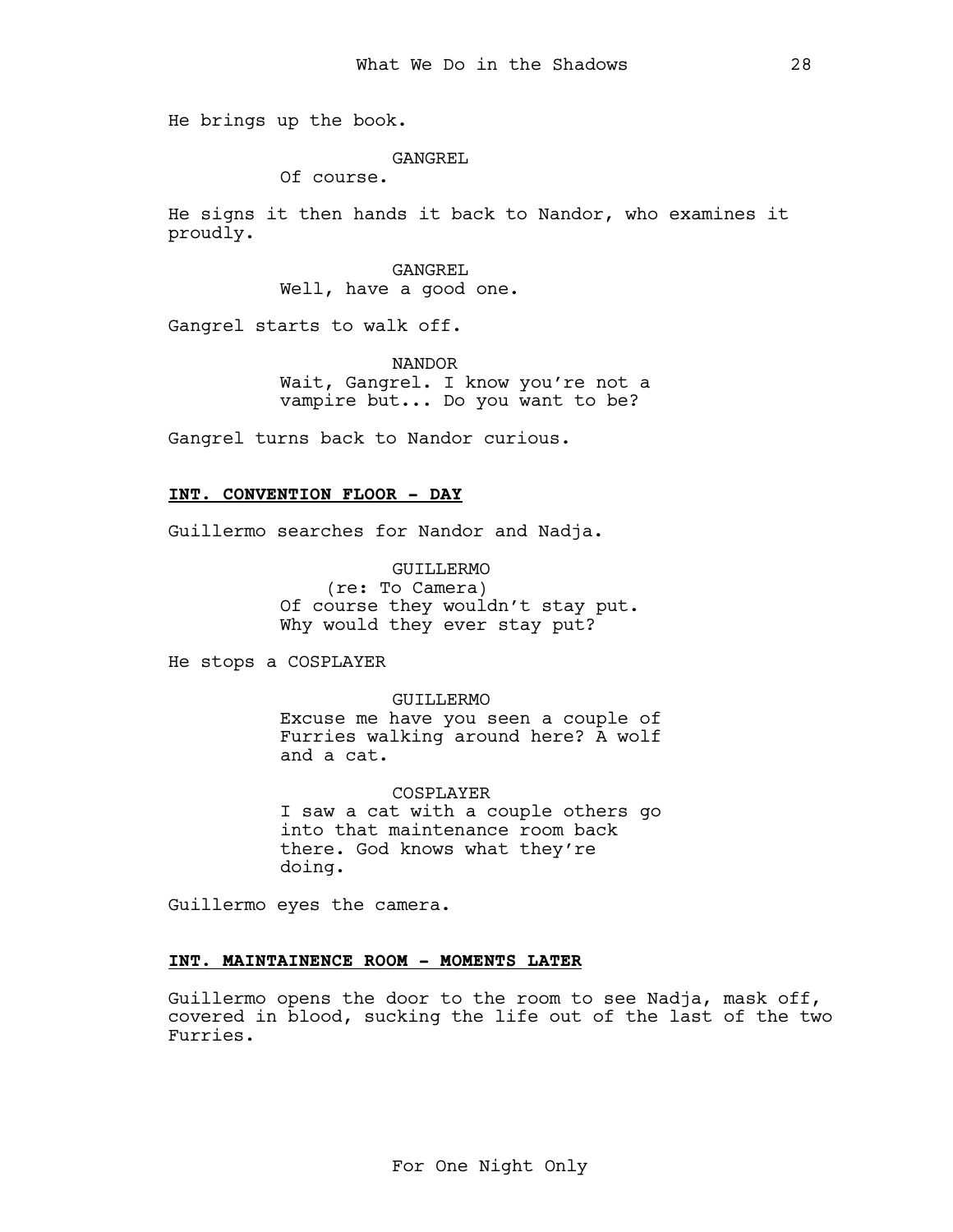He brings up the book.

GANGREL
Of course.

He signs it then hands it back to Nandor, who examines it proudly.

GANGREL
Well, have a good one.

Gangrel starts to walk off.

NANDOR
Wait, Gangrel. I know you're not a vampire but... Do you want to be?

Gangrel turns back to Nandor curious.

**INT. CONVENTION FLOOR - DAY**

Guillermo searches for Nandor and Nadja.

GUILLERMO
(re: To Camera)
Of course they wouldn't stay put. Why would they ever stay put?

He stops a COSPLAYER

GUILLERMO
Excuse me have you seen a couple of Furries walking around here? A wolf and a cat.

COSPLAYER
I saw a cat with a couple others go into that maintenance room back there. God knows what they're doing.

Guillermo eyes the camera.

**INT. MAINTAINENCE ROOM - MOMENTS LATER**

Guillermo opens the door to the room to see Nadja, mask off, covered in blood, sucking the life out of the last of the two Furries.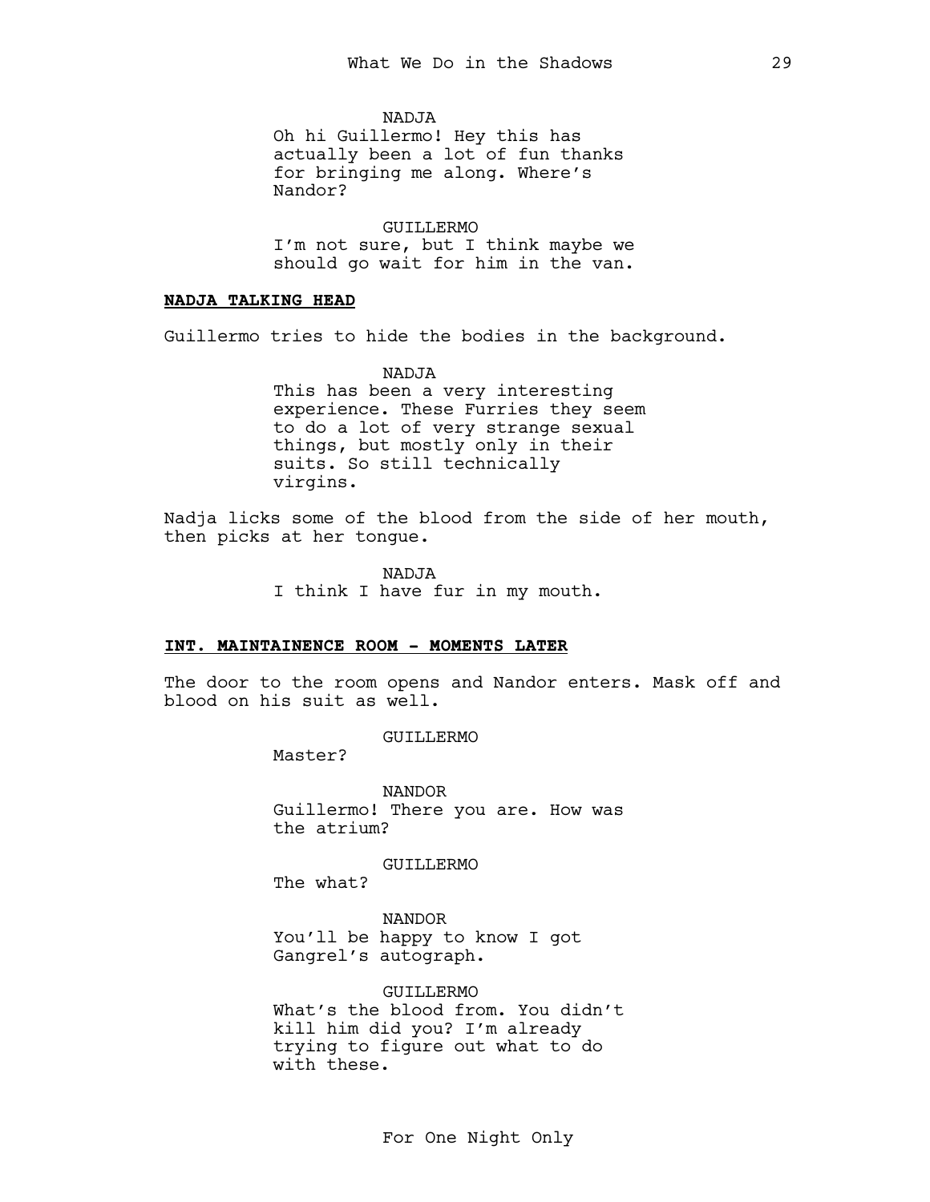NADJA
Oh hi Guillermo! Hey this has actually been a lot of fun thanks for bringing me along. Where's Nandor?

GUILLERMO
I'm not sure, but I think maybe we should go wait for him in the van.

**NADJA TALKING HEAD**

Guillermo tries to hide the bodies in the background.

NADJA
This has been a very interesting experience. These Furries they seem to do a lot of very strange sexual things, but mostly only in their suits. So still technically virgins.

Nadja licks some of the blood from the side of her mouth, then picks at her tongue.

NADJA
I think I have fur in my mouth.

**INT. MAINTAINENCE ROOM - MOMENTS LATER**

The door to the room opens and Nandor enters. Mask off and blood on his suit as well.

GUILLERMO
Master?

NANDOR
Guillermo! There you are. How was the atrium?

GUILLERMO
The what?

NANDOR
You'll be happy to know I got Gangrel's autograph.

GUILLERMO
What's the blood from. You didn't kill him did you? I'm already trying to figure out what to do with these.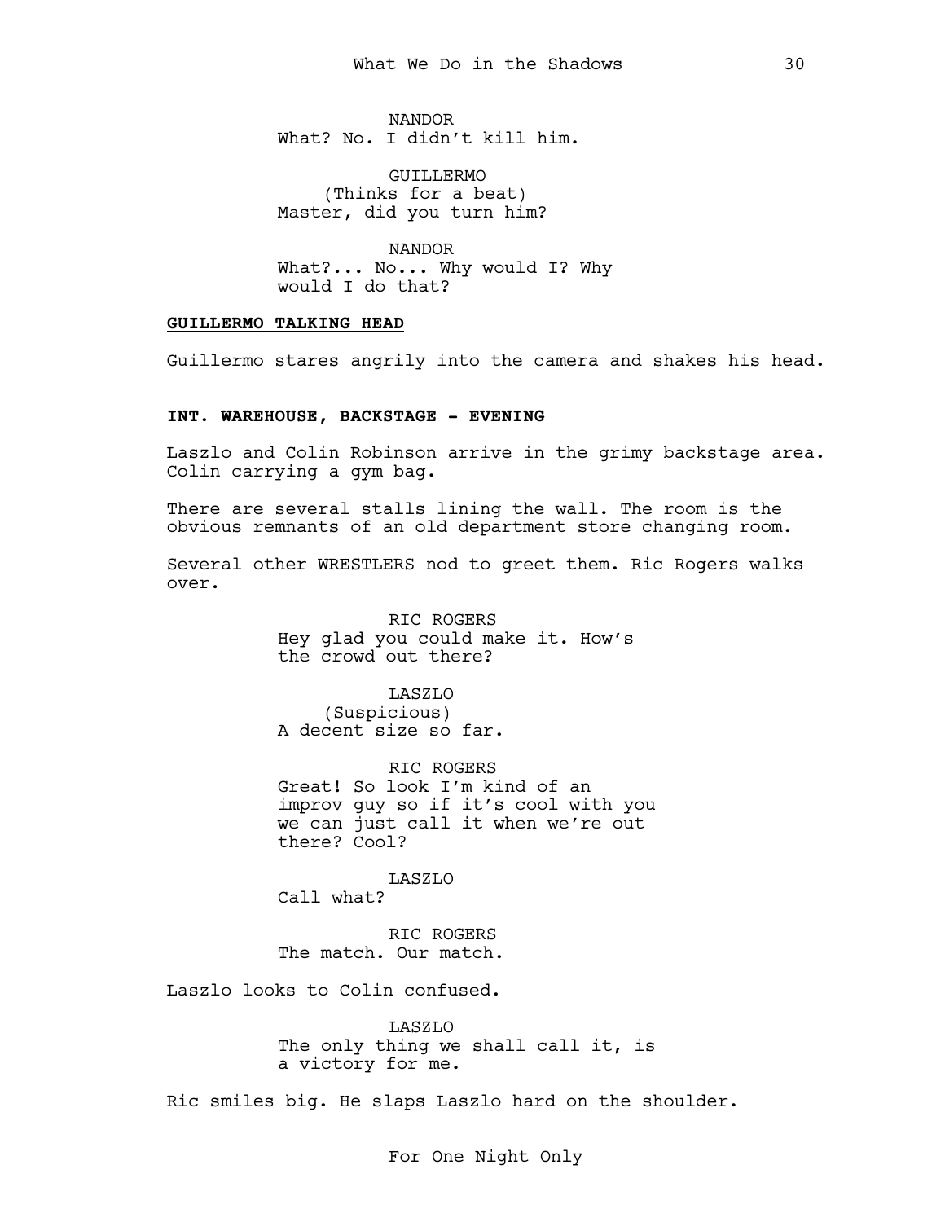NANDOR
What? No. I didn't kill him.

GUILLERMO
(Thinks for a beat)
Master, did you turn him?

NANDOR
What?... No... Why would I? Why would I do that?

**GUILLERMO TALKING HEAD**

Guillermo stares angrily into the camera and shakes his head.

**INT. WAREHOUSE, BACKSTAGE - EVENING**

Laszlo and Colin Robinson arrive in the grimy backstage area. Colin carrying a gym bag.

There are several stalls lining the wall. The room is the obvious remnants of an old department store changing room.

Several other WRESTLERS nod to greet them. Ric Rogers walks over.

RIC ROGERS
Hey glad you could make it. How's the crowd out there?

LASZLO
(Suspicious)
A decent size so far.

RIC ROGERS
Great! So look I'm kind of an improv guy so if it's cool with you we can just call it when we're out there? Cool?

LASZLO
Call what?

RIC ROGERS
The match. Our match.

Laszlo looks to Colin confused.

LASZLO
The only thing we shall call it, is a victory for me.

Ric smiles big. He slaps Laszlo hard on the shoulder.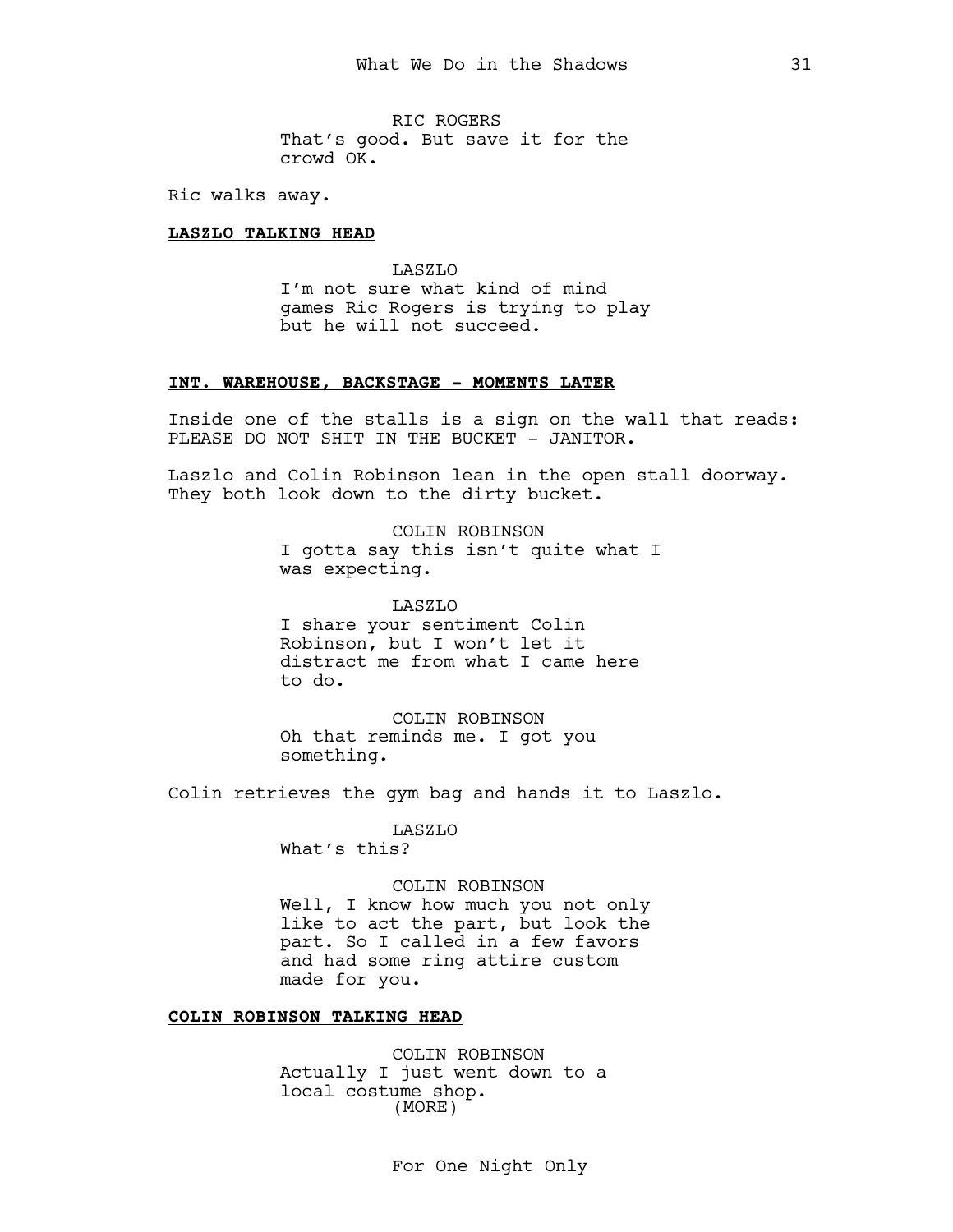RIC ROGERS
That's good. But save it for the crowd OK.

Ric walks away.

**LASZLO TALKING HEAD**

LASZLO
I'm not sure what kind of mind games Ric Rogers is trying to play but he will not succeed.

**INT. WAREHOUSE, BACKSTAGE - MOMENTS LATER**

Inside one of the stalls is a sign on the wall that reads: PLEASE DO NOT SHIT IN THE BUCKET - JANITOR.

Laszlo and Colin Robinson lean in the open stall doorway. They both look down to the dirty bucket.

COLIN ROBINSON
I gotta say this isn't quite what I was expecting.

LASZLO
I share your sentiment Colin Robinson, but I won't let it distract me from what I came here to do.

COLIN ROBINSON
Oh that reminds me. I got you something.

Colin retrieves the gym bag and hands it to Laszlo.

LASZLO
What's this?

COLIN ROBINSON
Well, I know how much you not only like to act the part, but look the part. So I called in a few favors and had some ring attire custom made for you.

**COLIN ROBINSON TALKING HEAD**

COLIN ROBINSON
Actually I just went down to a local costume shop.
(MORE)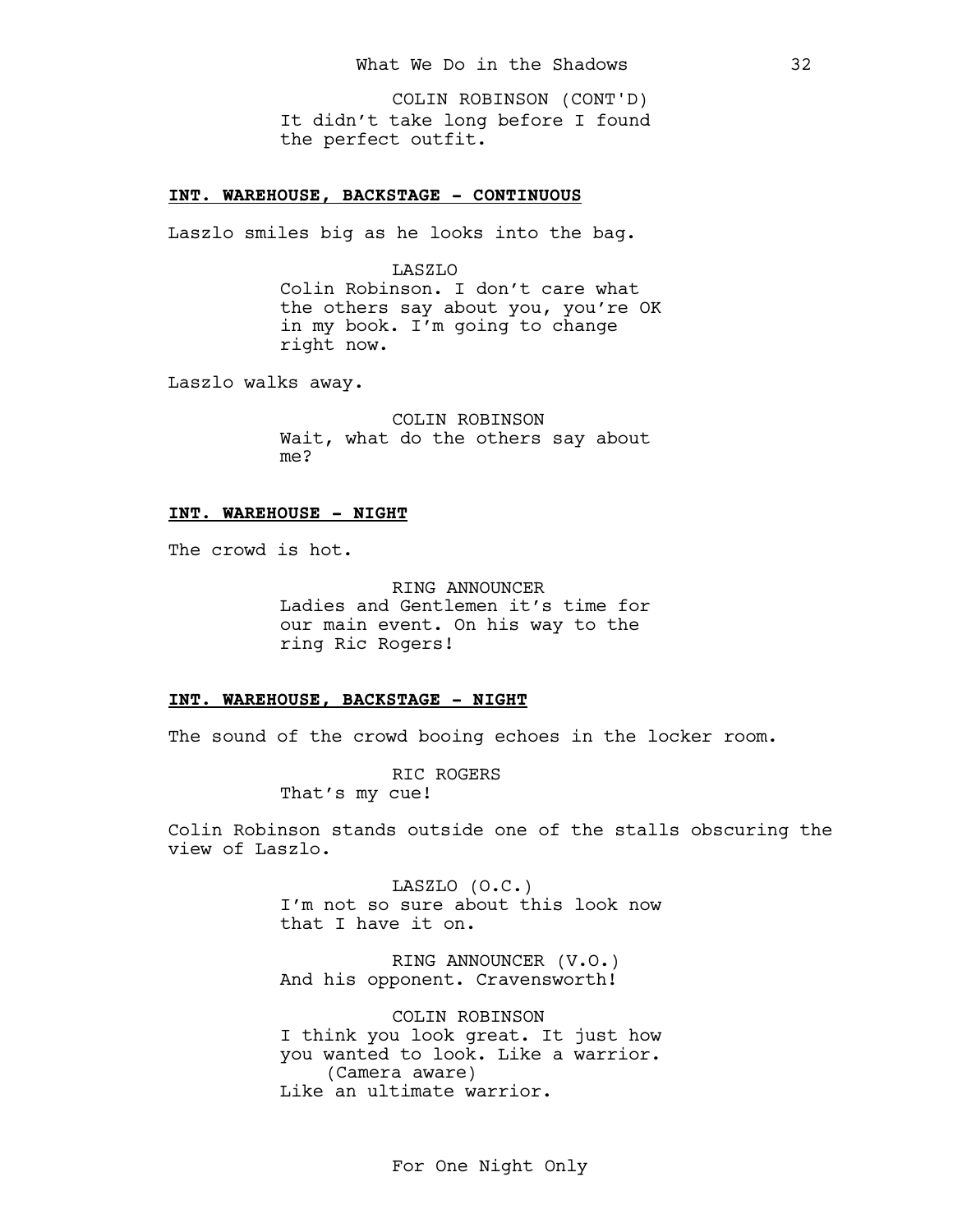COLIN ROBINSON (CONT'D)
It didn’t take long before I found the perfect outfit.

**INT. WAREHOUSE, BACKSTAGE - CONTINUOUS**

Laszlo smiles big as he looks into the bag.

LASZLO
Colin Robinson. I don’t care what the others say about you, you’re OK in my book. I’m going to change right now.

Laszlo walks away.

COLIN ROBINSON
Wait, what do the others say about me?

**INT. WAREHOUSE - NIGHT**

The crowd is hot.

RING ANNOUNCER
Ladies and Gentlemen it’s time for our main event. On his way to the ring Ric Rogers!

**INT. WAREHOUSE, BACKSTAGE - NIGHT**

The sound of the crowd booing echoes in the locker room.

RIC ROGERS
That’s my cue!

Colin Robinson stands outside one of the stalls obscuring the view of Laszlo.

LASZLO (O.C.)
I’m not so sure about this look now that I have it on.

RING ANNOUNCER (V.O.)
And his opponent. Cravensworth!

COLIN ROBINSON
I think you look great. It just how you wanted to look. Like a warrior.
(Camera aware)
Like an ultimate warrior.

For One Night Only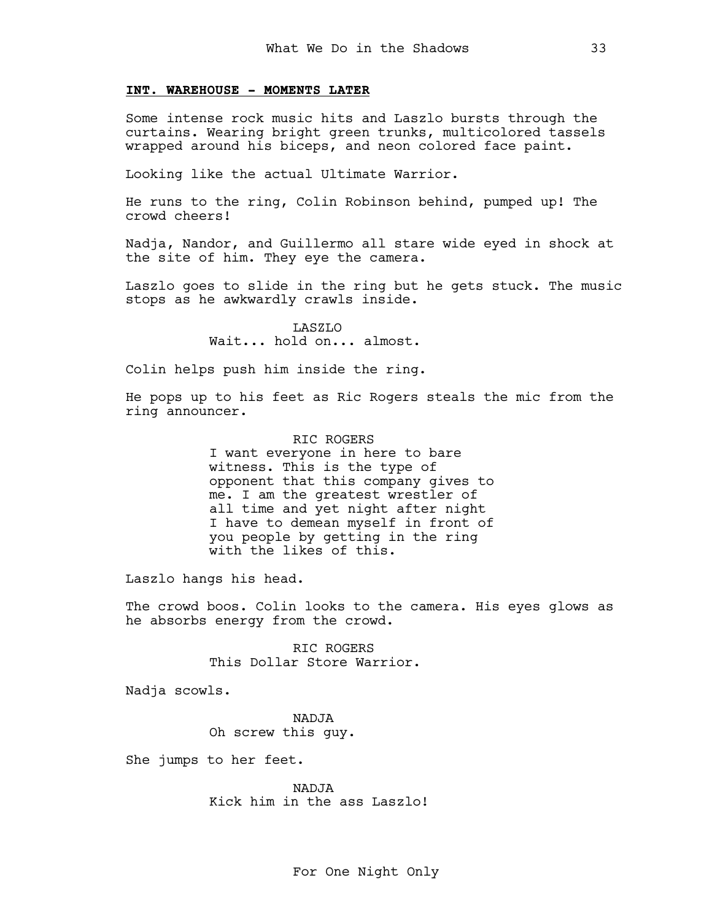**INT. WAREHOUSE - MOMENTS LATER**

Some intense rock music hits and Laszlo bursts through the curtains. Wearing bright green trunks, multicolored tassels wrapped around his biceps, and neon colored face paint.

Looking like the actual Ultimate Warrior.

He runs to the ring, Colin Robinson behind, pumped up! The crowd cheers!

Nadja, Nandor, and Guillermo all stare wide eyed in shock at the site of him. They eye the camera.

Laszlo goes to slide in the ring but he gets stuck. The music stops as he awkwardly crawls inside.

LASZLO
Wait... hold on... almost.

Colin helps push him inside the ring.

He pops up to his feet as Ric Rogers steals the mic from the ring announcer.

RIC ROGERS
I want everyone in here to bare witness. This is the type of opponent that this company gives to me. I am the greatest wrestler of all time and yet night after night I have to demean myself in front of you people by getting in the ring with the likes of this.

Laszlo hangs his head.

The crowd boos. Colin looks to the camera. His eyes glows as he absorbs energy from the crowd.

RIC ROGERS
This Dollar Store Warrior.

Nadja scowls.

NADJA
Oh screw this guy.

She jumps to her feet.

NADJA
Kick him in the ass Laszlo!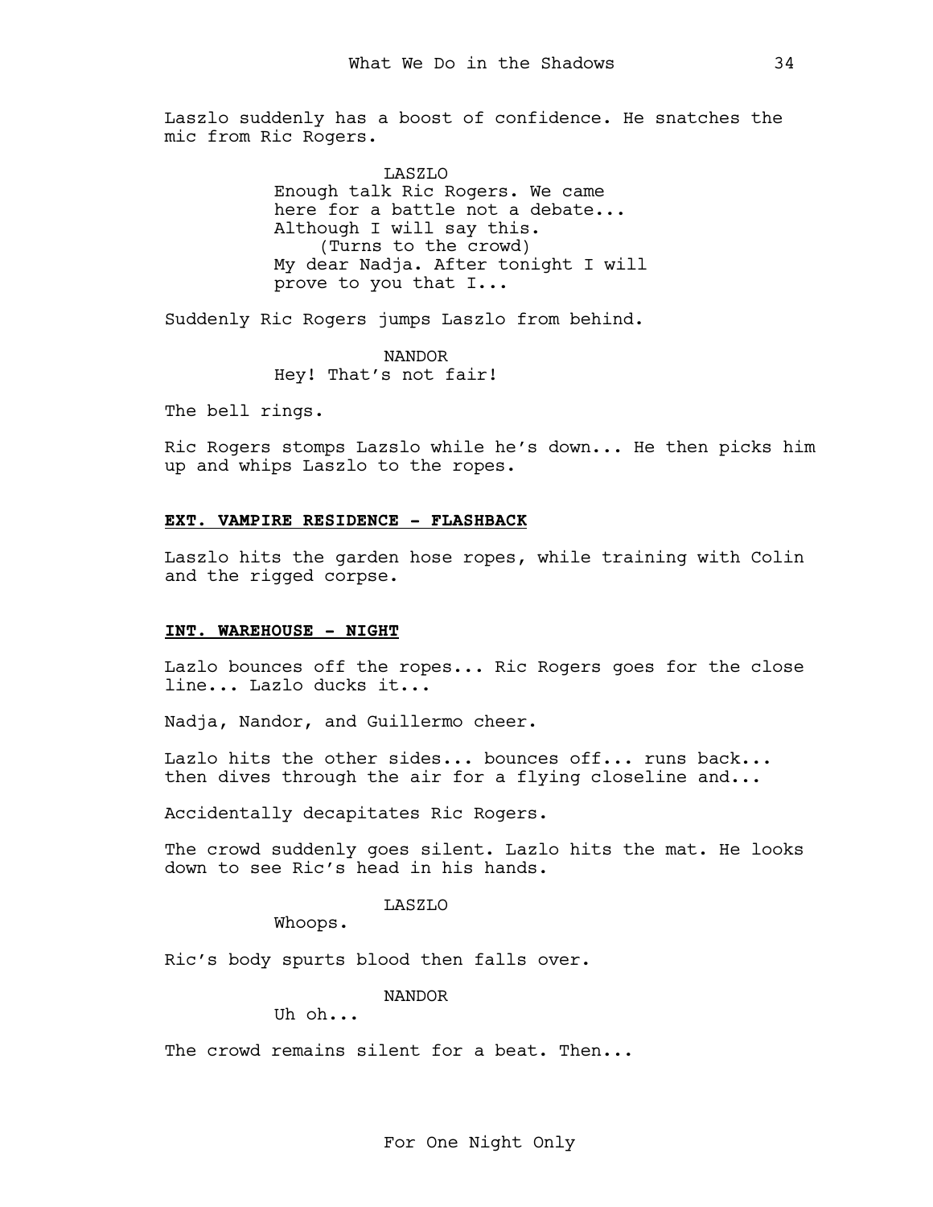Laszlo suddenly has a boost of confidence. He snatches the mic from Ric Rogers.

LASZLO
Enough talk Ric Rogers. We came here for a battle not a debate... Although I will say this.
(Turns to the crowd)
My dear Nadja. After tonight I will prove to you that I...

Suddenly Ric Rogers jumps Laszlo from behind.

NANDOR
Hey! That's not fair!

The bell rings.

Ric Rogers stomps Lazslo while he's down... He then picks him up and whips Laszlo to the ropes.

**EXT. VAMPIRE RESIDENCE - FLASHBACK**

Laszlo hits the garden hose ropes, while training with Colin and the rigged corpse.

**INT. WAREHOUSE - NIGHT**

Lazlo bounces off the ropes... Ric Rogers goes for the close line... Lazlo ducks it...

Nadja, Nandor, and Guillermo cheer.

Lazlo hits the other sides... bounces off... runs back... then dives through the air for a flying closeline and...

Accidentally decapitates Ric Rogers.

The crowd suddenly goes silent. Lazlo hits the mat. He looks down to see Ric's head in his hands.

LASZLO
Whoops.

Ric's body spurts blood then falls over.

NANDOR
Uh oh...

The crowd remains silent for a beat. Then...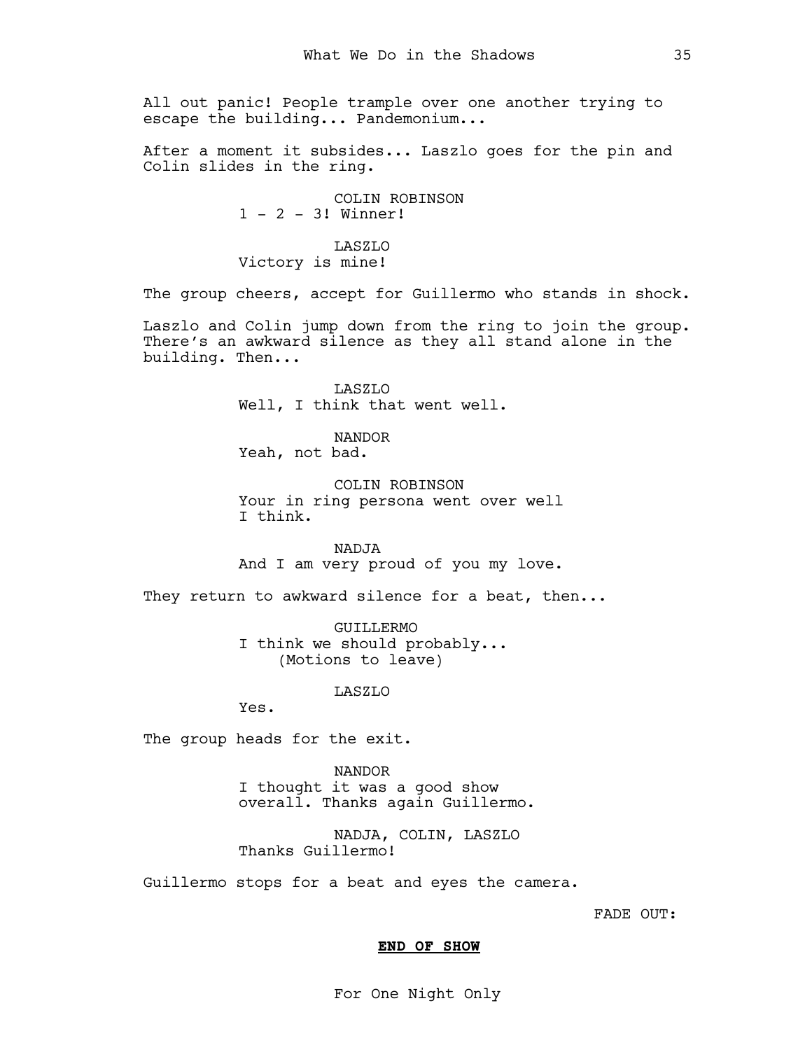All out panic! People trample over one another trying to escape the building... Pandemonium...

After a moment it subsides... Laszlo goes for the pin and Colin slides in the ring.

COLIN ROBINSON
1 - 2 - 3! Winner!

LASZLO
Victory is mine!

The group cheers, accept for Guillermo who stands in shock.

Laszlo and Colin jump down from the ring to join the group. There's an awkward silence as they all stand alone in the building. Then...

LASZLO
Well, I think that went well.

NANDOR
Yeah, not bad.

COLIN ROBINSON
Your in ring persona went over well I think.

NADJA
And I am very proud of you my love.

They return to awkward silence for a beat, then...

GUILLERMO
I think we should probably...
(Motions to leave)

LASZLO
Yes.

The group heads for the exit.

NANDOR
I thought it was a good show overall. Thanks again Guillermo.

NADJA, COLIN, LASZLO
Thanks Guillermo!

Guillermo stops for a beat and eyes the camera.

FADE OUT:

**END OF SHOW**

For One Night Only